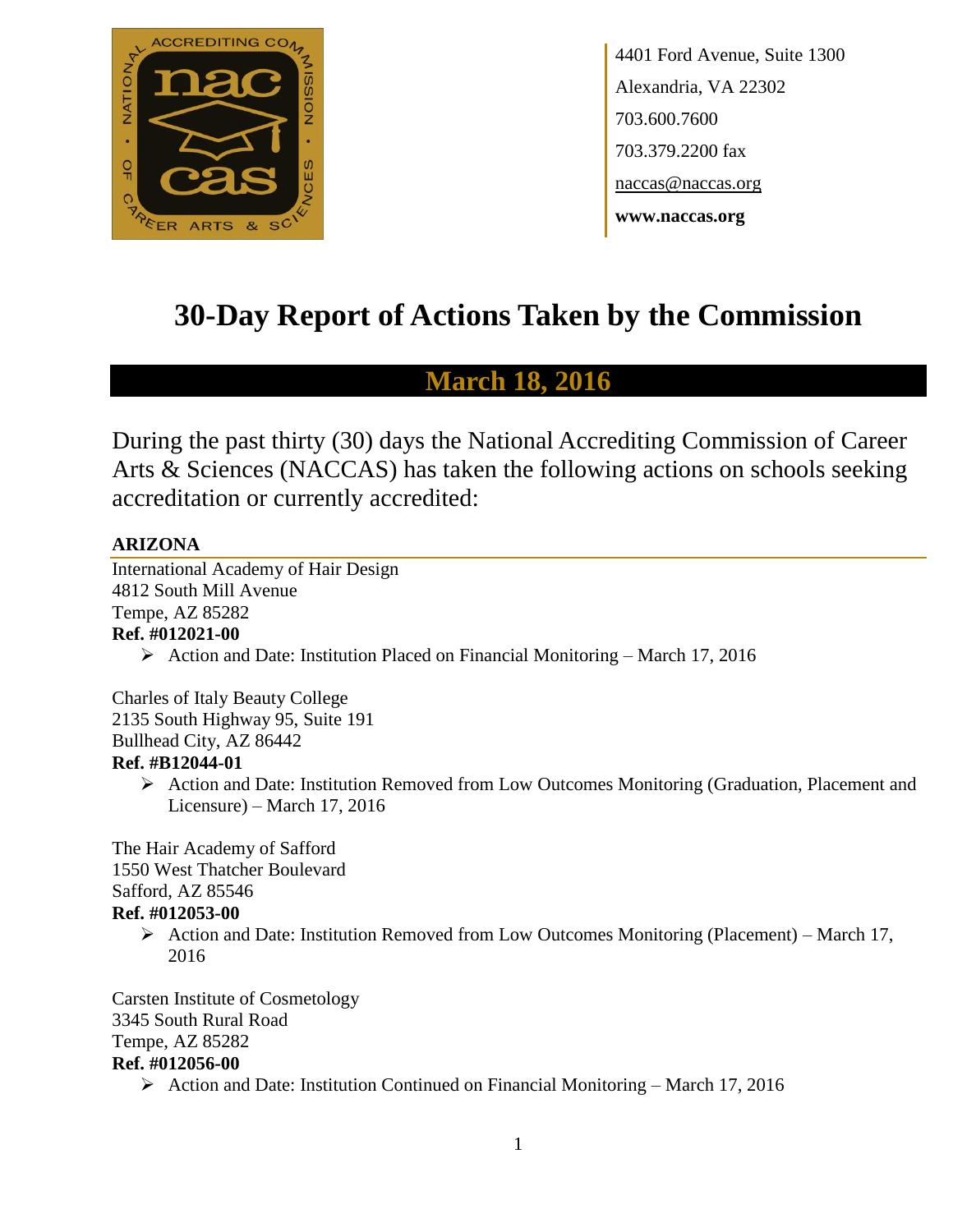4401 Ford Avenue, Suite 1300
Alexandria, VA 22302
703.600.7600
703.379.2200 fax
naccas@naccas.org
**www.naccas.org**

# 30-Day Report of Actions Taken by the Commission

## March 18, 2016

During the past thirty (30) days the National Accrediting Commission of Career Arts & Sciences (NACCAS) has taken the following actions on schools seeking accreditation or currently accredited:

### ARIZONA

International Academy of Hair Design
4812 South Mill Avenue
Tempe, AZ 85282
**Ref. #012021-00**

- Action and Date: Institution Placed on Financial Monitoring – March 17, 2016

Charles of Italy Beauty College
2135 South Highway 95, Suite 191
Bullhead City, AZ 86442
**Ref. #B12044-01**

- Action and Date: Institution Removed from Low Outcomes Monitoring (Graduation, Placement and Licensure) – March 17, 2016

The Hair Academy of Safford
1550 West Thatcher Boulevard
Safford, AZ 85546
**Ref. #012053-00**

- Action and Date: Institution Removed from Low Outcomes Monitoring (Placement) – March 17, 2016

Carsten Institute of Cosmetology
3345 South Rural Road
Tempe, AZ 85282
**Ref. #012056-00**

- Action and Date: Institution Continued on Financial Monitoring – March 17, 2016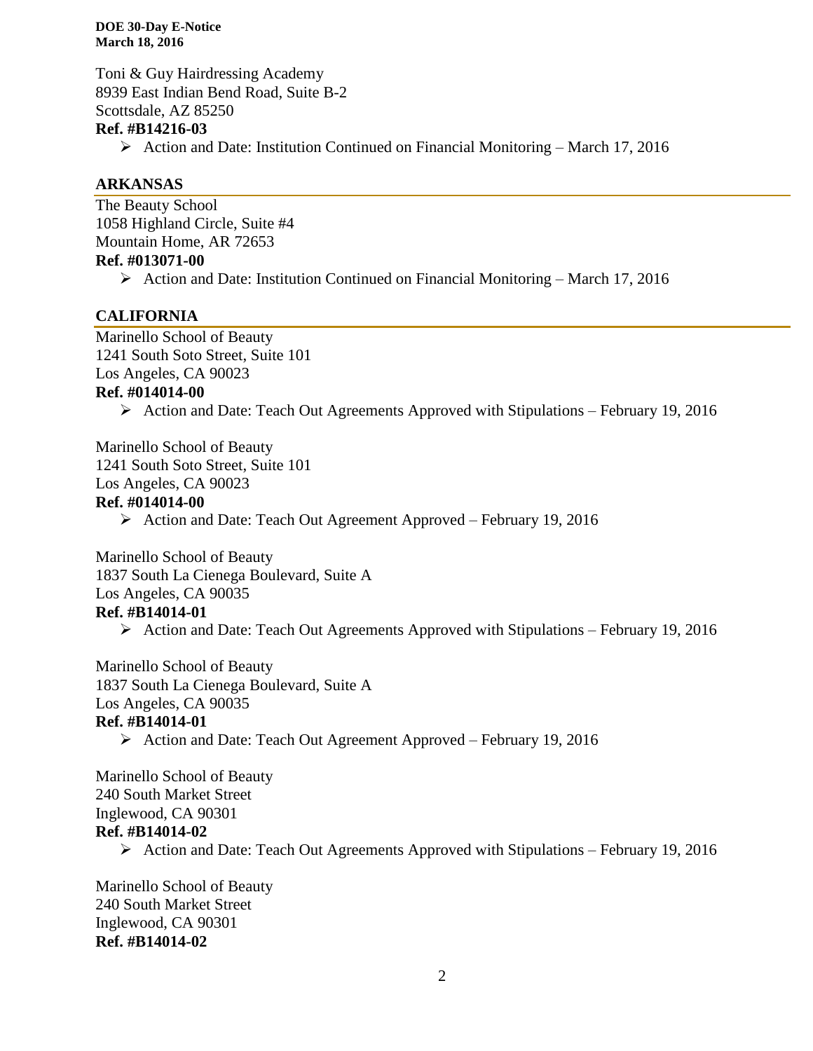Toni & Guy Hairdressing Academy
8939 East Indian Bend Road, Suite B-2
Scottsdale, AZ 85250
**Ref. #B14216-03**

- Action and Date: Institution Continued on Financial Monitoring – March 17, 2016

## ARKANSAS

The Beauty School
1058 Highland Circle, Suite #4
Mountain Home, AR 72653
**Ref. #013071-00**

- Action and Date: Institution Continued on Financial Monitoring – March 17, 2016

## CALIFORNIA

Marinello School of Beauty
1241 South Soto Street, Suite 101
Los Angeles, CA 90023
**Ref. #014014-00**

- Action and Date: Teach Out Agreements Approved with Stipulations – February 19, 2016

Marinello School of Beauty
1241 South Soto Street, Suite 101
Los Angeles, CA 90023
**Ref. #014014-00**

- Action and Date: Teach Out Agreement Approved – February 19, 2016

Marinello School of Beauty
1837 South La Cienega Boulevard, Suite A
Los Angeles, CA 90035
**Ref. #B14014-01**

- Action and Date: Teach Out Agreements Approved with Stipulations – February 19, 2016

Marinello School of Beauty
1837 South La Cienega Boulevard, Suite A
Los Angeles, CA 90035
**Ref. #B14014-01**

- Action and Date: Teach Out Agreement Approved – February 19, 2016

Marinello School of Beauty
240 South Market Street
Inglewood, CA 90301
**Ref. #B14014-02**

- Action and Date: Teach Out Agreements Approved with Stipulations – February 19, 2016

Marinello School of Beauty
240 South Market Street
Inglewood, CA 90301
**Ref. #B14014-02**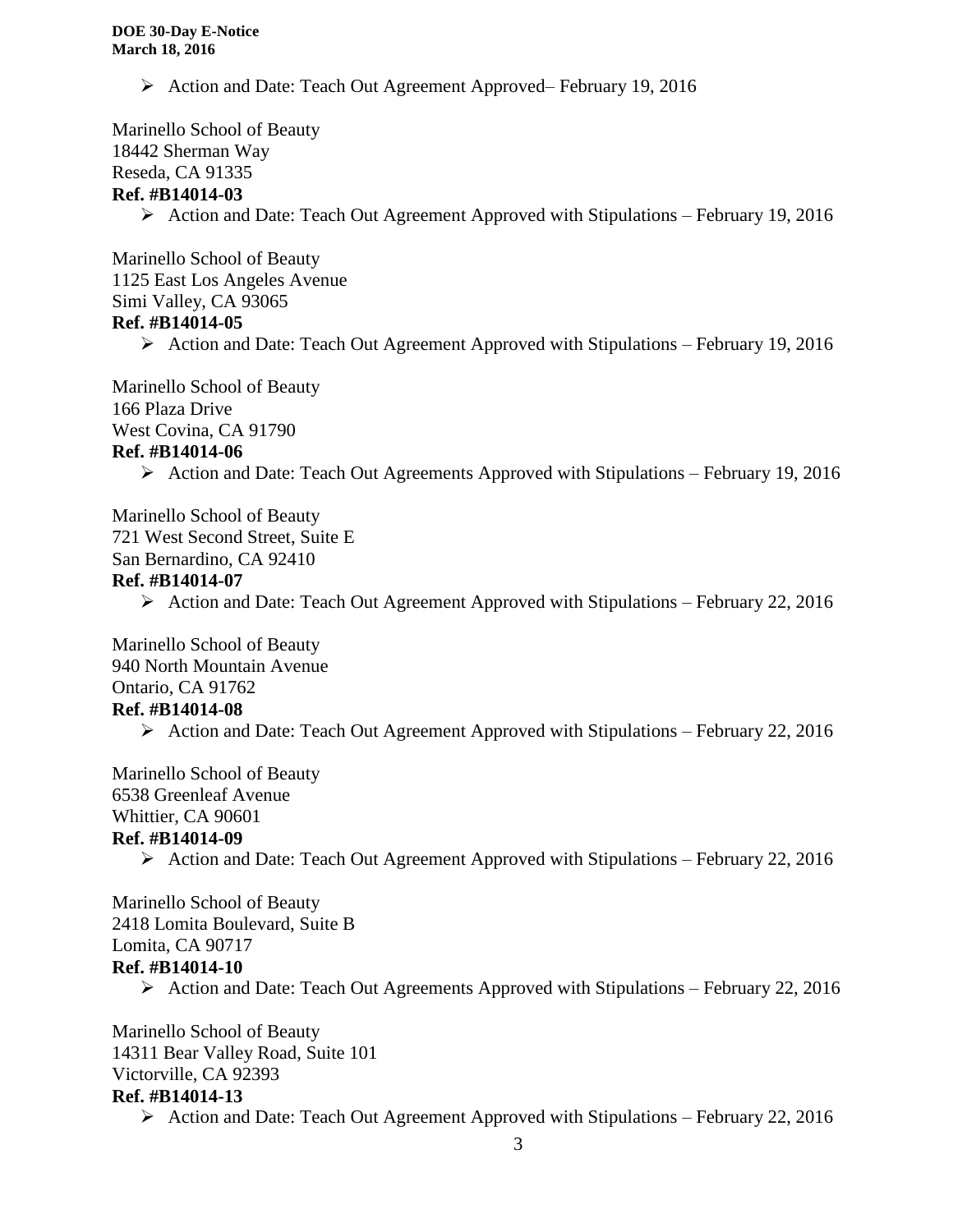- Action and Date: Teach Out Agreement Approved– February 19, 2016

Marinello School of Beauty
18442 Sherman Way
Reseda, CA 91335
**Ref. #B14014-03**

- Action and Date: Teach Out Agreement Approved with Stipulations – February 19, 2016

Marinello School of Beauty
1125 East Los Angeles Avenue
Simi Valley, CA 93065
**Ref. #B14014-05**

- Action and Date: Teach Out Agreement Approved with Stipulations – February 19, 2016

Marinello School of Beauty
166 Plaza Drive
West Covina, CA 91790
**Ref. #B14014-06**

- Action and Date: Teach Out Agreements Approved with Stipulations – February 19, 2016

Marinello School of Beauty
721 West Second Street, Suite E
San Bernardino, CA 92410
**Ref. #B14014-07**

- Action and Date: Teach Out Agreement Approved with Stipulations – February 22, 2016

Marinello School of Beauty
940 North Mountain Avenue
Ontario, CA 91762
**Ref. #B14014-08**

- Action and Date: Teach Out Agreement Approved with Stipulations – February 22, 2016

Marinello School of Beauty
6538 Greenleaf Avenue
Whittier, CA 90601
**Ref. #B14014-09**

- Action and Date: Teach Out Agreement Approved with Stipulations – February 22, 2016

Marinello School of Beauty
2418 Lomita Boulevard, Suite B
Lomita, CA 90717
**Ref. #B14014-10**

- Action and Date: Teach Out Agreements Approved with Stipulations – February 22, 2016

Marinello School of Beauty
14311 Bear Valley Road, Suite 101
Victorville, CA 92393
**Ref. #B14014-13**

- Action and Date: Teach Out Agreement Approved with Stipulations – February 22, 2016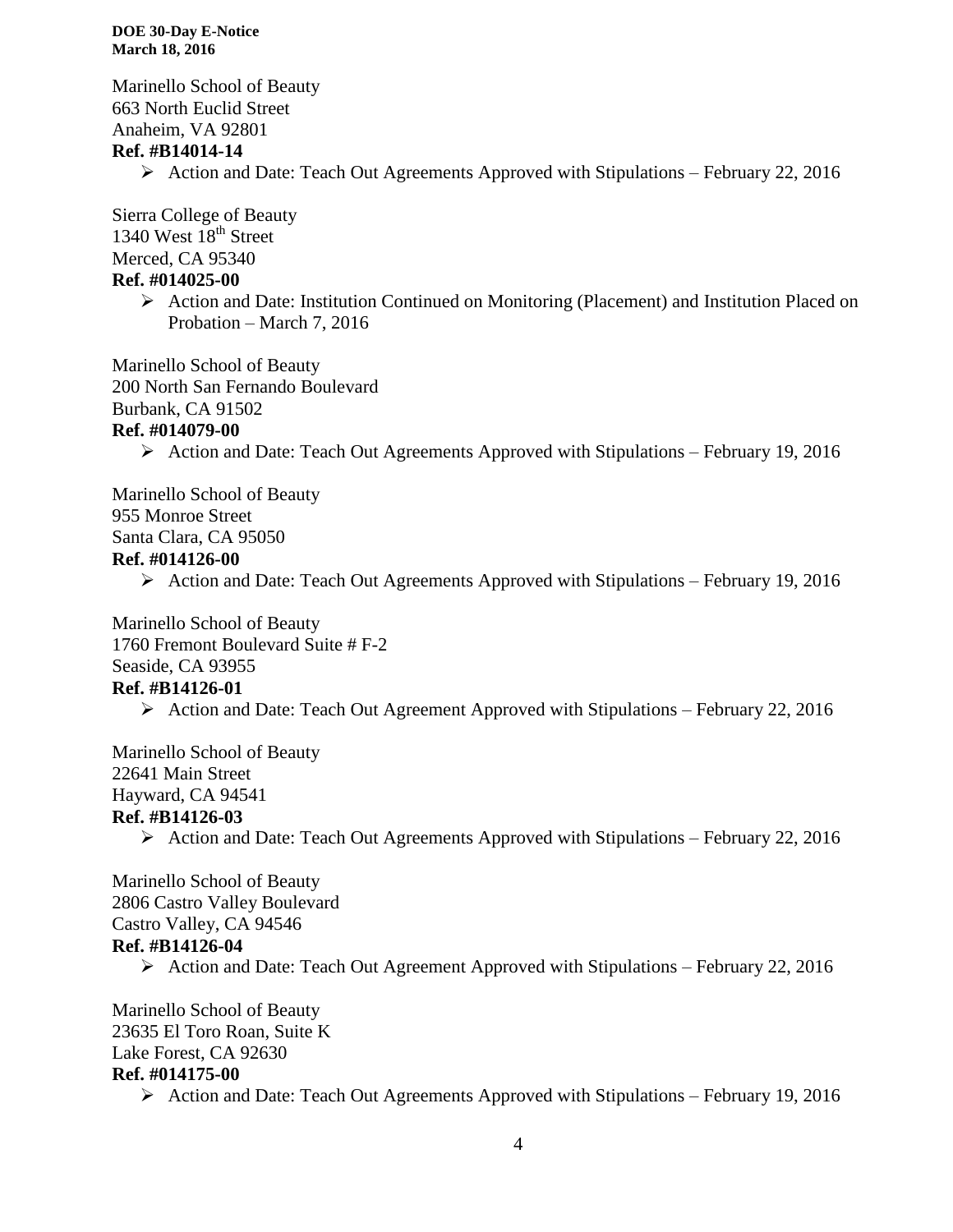Marinello School of Beauty
663 North Euclid Street
Anaheim, VA 92801
**Ref. #B14014-14**

- Action and Date: Teach Out Agreements Approved with Stipulations – February 22, 2016

Sierra College of Beauty
1340 West 18th Street
Merced, CA 95340
**Ref. #014025-00**

- Action and Date: Institution Continued on Monitoring (Placement) and Institution Placed on Probation – March 7, 2016

Marinello School of Beauty
200 North San Fernando Boulevard
Burbank, CA 91502
**Ref. #014079-00**

- Action and Date: Teach Out Agreements Approved with Stipulations – February 19, 2016

Marinello School of Beauty
955 Monroe Street
Santa Clara, CA 95050
**Ref. #014126-00**

- Action and Date: Teach Out Agreements Approved with Stipulations – February 19, 2016

Marinello School of Beauty
1760 Fremont Boulevard Suite # F-2
Seaside, CA 93955
**Ref. #B14126-01**

- Action and Date: Teach Out Agreement Approved with Stipulations – February 22, 2016

Marinello School of Beauty
22641 Main Street
Hayward, CA 94541
**Ref. #B14126-03**

- Action and Date: Teach Out Agreements Approved with Stipulations – February 22, 2016

Marinello School of Beauty
2806 Castro Valley Boulevard
Castro Valley, CA 94546
**Ref. #B14126-04**

- Action and Date: Teach Out Agreement Approved with Stipulations – February 22, 2016

Marinello School of Beauty
23635 El Toro Roan, Suite K
Lake Forest, CA 92630
**Ref. #014175-00**

- Action and Date: Teach Out Agreements Approved with Stipulations – February 19, 2016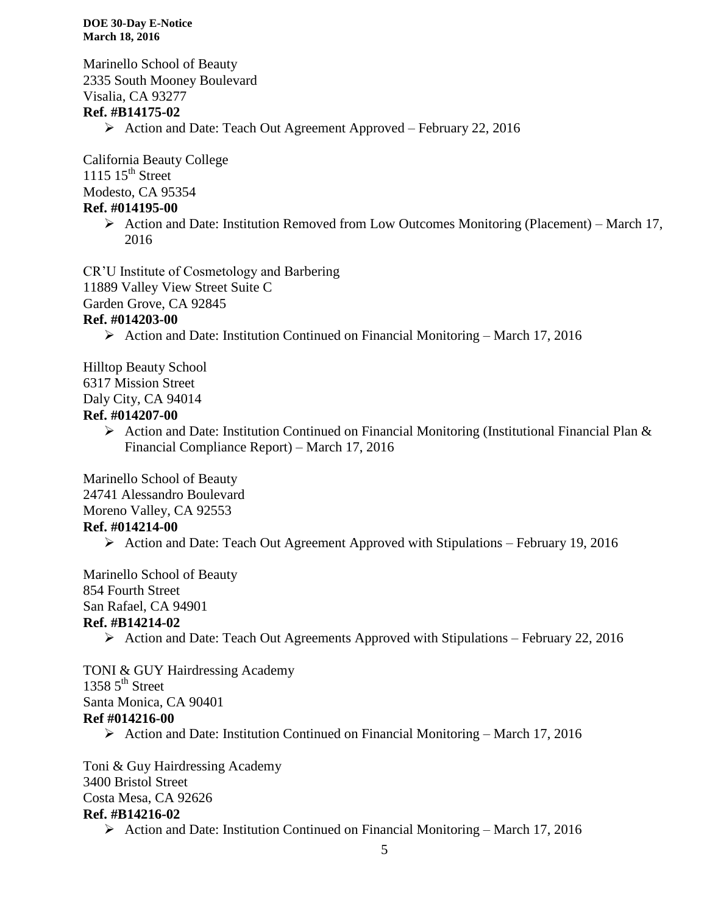Marinello School of Beauty
2335 South Mooney Boulevard
Visalia, CA 93277
**Ref. #B14175-02**

- Action and Date: Teach Out Agreement Approved – February 22, 2016

California Beauty College
1115 15th Street
Modesto, CA 95354
**Ref. #014195-00**

- Action and Date: Institution Removed from Low Outcomes Monitoring (Placement) – March 17, 2016

CR'U Institute of Cosmetology and Barbering
11889 Valley View Street Suite C
Garden Grove, CA 92845
**Ref. #014203-00**

- Action and Date: Institution Continued on Financial Monitoring – March 17, 2016

Hilltop Beauty School
6317 Mission Street
Daly City, CA 94014
**Ref. #014207-00**

- Action and Date: Institution Continued on Financial Monitoring (Institutional Financial Plan & Financial Compliance Report) – March 17, 2016

Marinello School of Beauty
24741 Alessandro Boulevard
Moreno Valley, CA 92553
**Ref. #014214-00**

- Action and Date: Teach Out Agreement Approved with Stipulations – February 19, 2016

Marinello School of Beauty
854 Fourth Street
San Rafael, CA 94901
**Ref. #B14214-02**

- Action and Date: Teach Out Agreements Approved with Stipulations – February 22, 2016

TONI & GUY Hairdressing Academy
1358 5th Street
Santa Monica, CA 90401
**Ref #014216-00**

- Action and Date: Institution Continued on Financial Monitoring – March 17, 2016

Toni & Guy Hairdressing Academy
3400 Bristol Street
Costa Mesa, CA 92626
**Ref. #B14216-02**

- Action and Date: Institution Continued on Financial Monitoring – March 17, 2016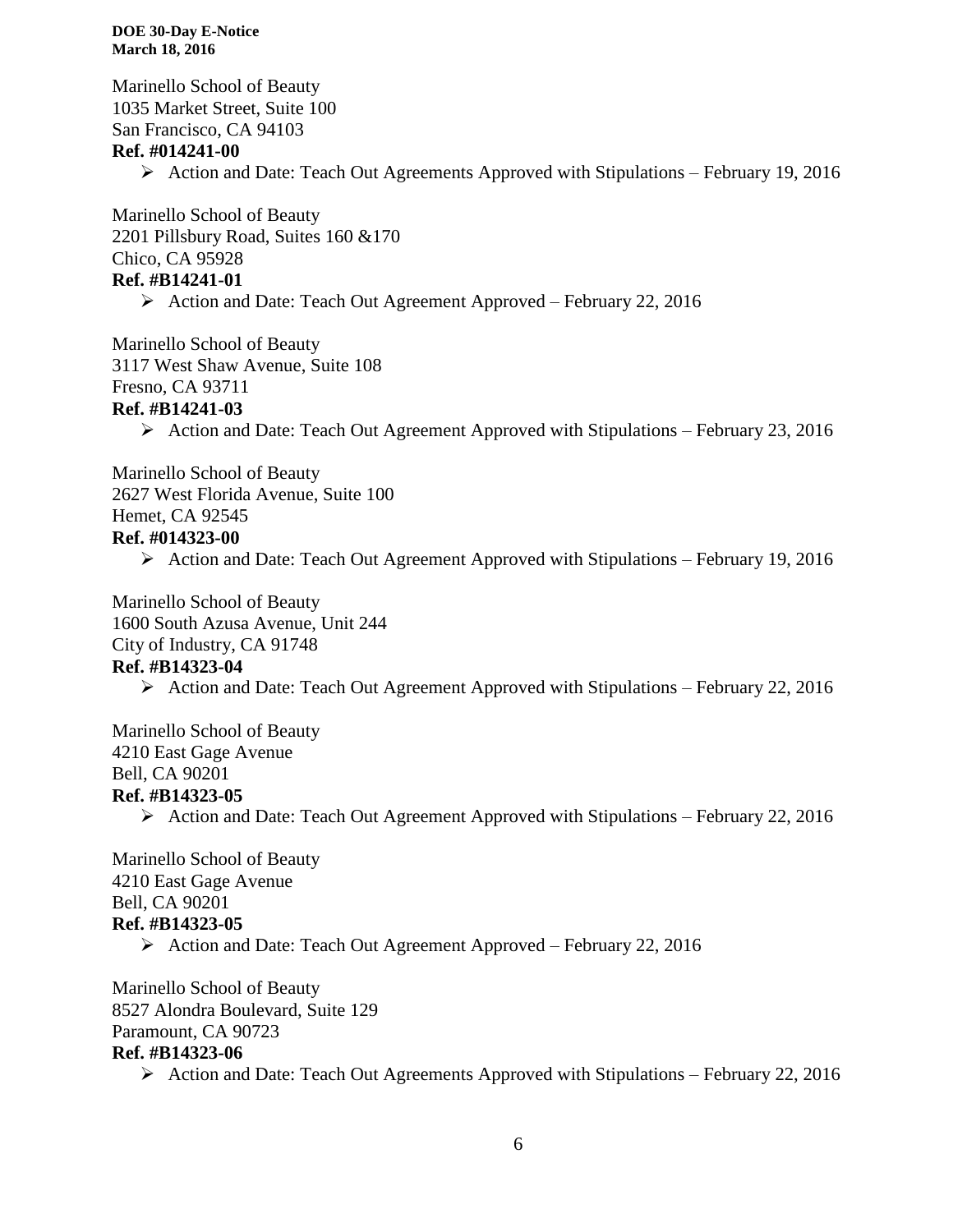Marinello School of Beauty
1035 Market Street, Suite 100
San Francisco, CA 94103
**Ref. #014241-00**

- Action and Date: Teach Out Agreements Approved with Stipulations – February 19, 2016

Marinello School of Beauty
2201 Pillsbury Road, Suites 160 &170
Chico, CA 95928
**Ref. #B14241-01**

- Action and Date: Teach Out Agreement Approved – February 22, 2016

Marinello School of Beauty
3117 West Shaw Avenue, Suite 108
Fresno, CA 93711
**Ref. #B14241-03**

- Action and Date: Teach Out Agreement Approved with Stipulations – February 23, 2016

Marinello School of Beauty
2627 West Florida Avenue, Suite 100
Hemet, CA 92545
**Ref. #014323-00**

- Action and Date: Teach Out Agreement Approved with Stipulations – February 19, 2016

Marinello School of Beauty
1600 South Azusa Avenue, Unit 244
City of Industry, CA 91748
**Ref. #B14323-04**

- Action and Date: Teach Out Agreement Approved with Stipulations – February 22, 2016

Marinello School of Beauty
4210 East Gage Avenue
Bell, CA 90201
**Ref. #B14323-05**

- Action and Date: Teach Out Agreement Approved with Stipulations – February 22, 2016

Marinello School of Beauty
4210 East Gage Avenue
Bell, CA 90201
**Ref. #B14323-05**

- Action and Date: Teach Out Agreement Approved – February 22, 2016

Marinello School of Beauty
8527 Alondra Boulevard, Suite 129
Paramount, CA 90723
**Ref. #B14323-06**

- Action and Date: Teach Out Agreements Approved with Stipulations – February 22, 2016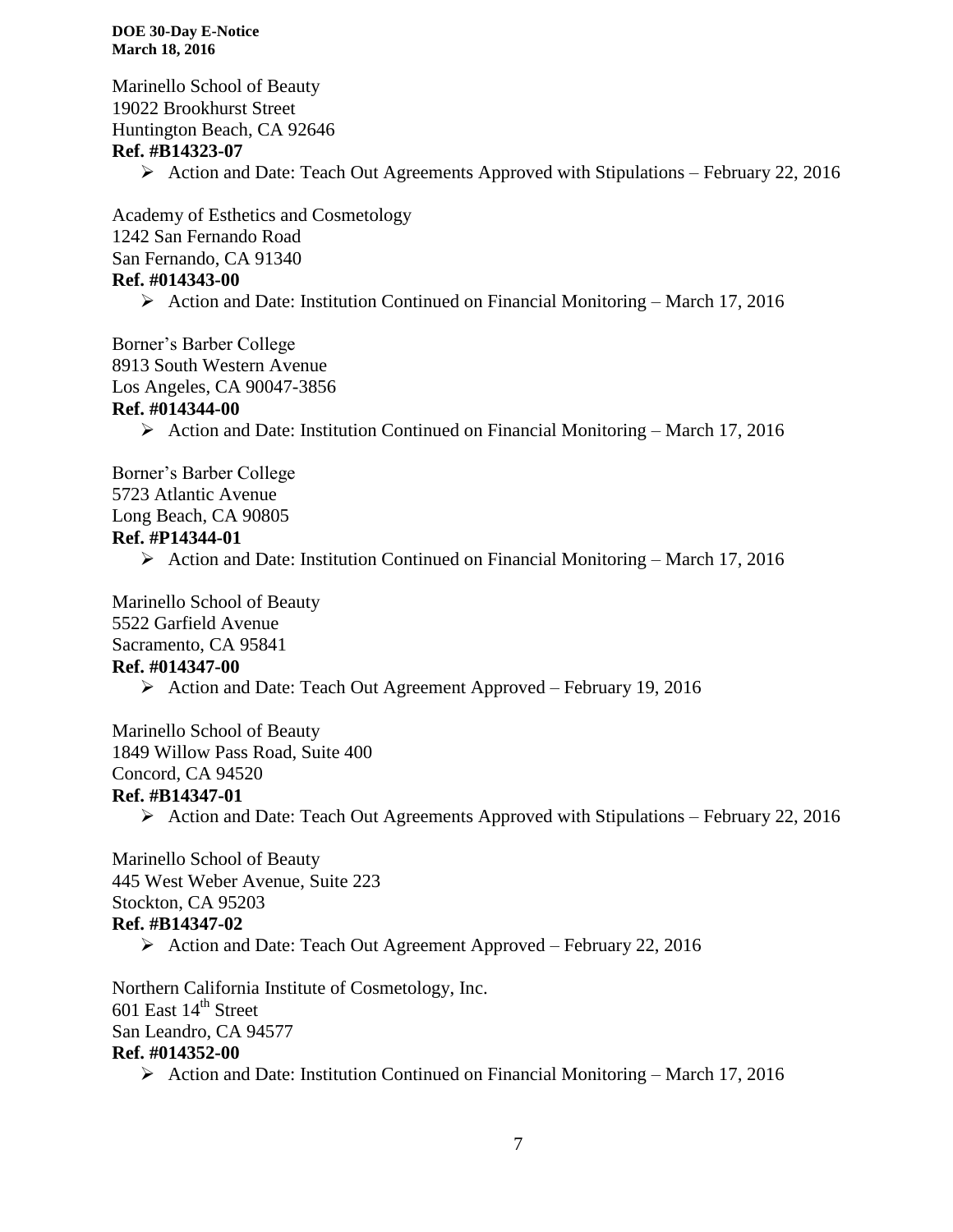Marinello School of Beauty
19022 Brookhurst Street
Huntington Beach, CA 92646
**Ref. #B14323-07**

- Action and Date: Teach Out Agreements Approved with Stipulations – February 22, 2016

Academy of Esthetics and Cosmetology
1242 San Fernando Road
San Fernando, CA 91340
**Ref. #014343-00**

- Action and Date: Institution Continued on Financial Monitoring – March 17, 2016

Borner's Barber College
8913 South Western Avenue
Los Angeles, CA 90047-3856
**Ref. #014344-00**

- Action and Date: Institution Continued on Financial Monitoring – March 17, 2016

Borner's Barber College
5723 Atlantic Avenue
Long Beach, CA 90805
**Ref. #P14344-01**

- Action and Date: Institution Continued on Financial Monitoring – March 17, 2016

Marinello School of Beauty
5522 Garfield Avenue
Sacramento, CA 95841
**Ref. #014347-00**

- Action and Date: Teach Out Agreement Approved – February 19, 2016

Marinello School of Beauty
1849 Willow Pass Road, Suite 400
Concord, CA 94520
**Ref. #B14347-01**

- Action and Date: Teach Out Agreements Approved with Stipulations – February 22, 2016

Marinello School of Beauty
445 West Weber Avenue, Suite 223
Stockton, CA 95203
**Ref. #B14347-02**

- Action and Date: Teach Out Agreement Approved – February 22, 2016

Northern California Institute of Cosmetology, Inc.
601 East 14th Street
San Leandro, CA 94577
**Ref. #014352-00**

- Action and Date: Institution Continued on Financial Monitoring – March 17, 2016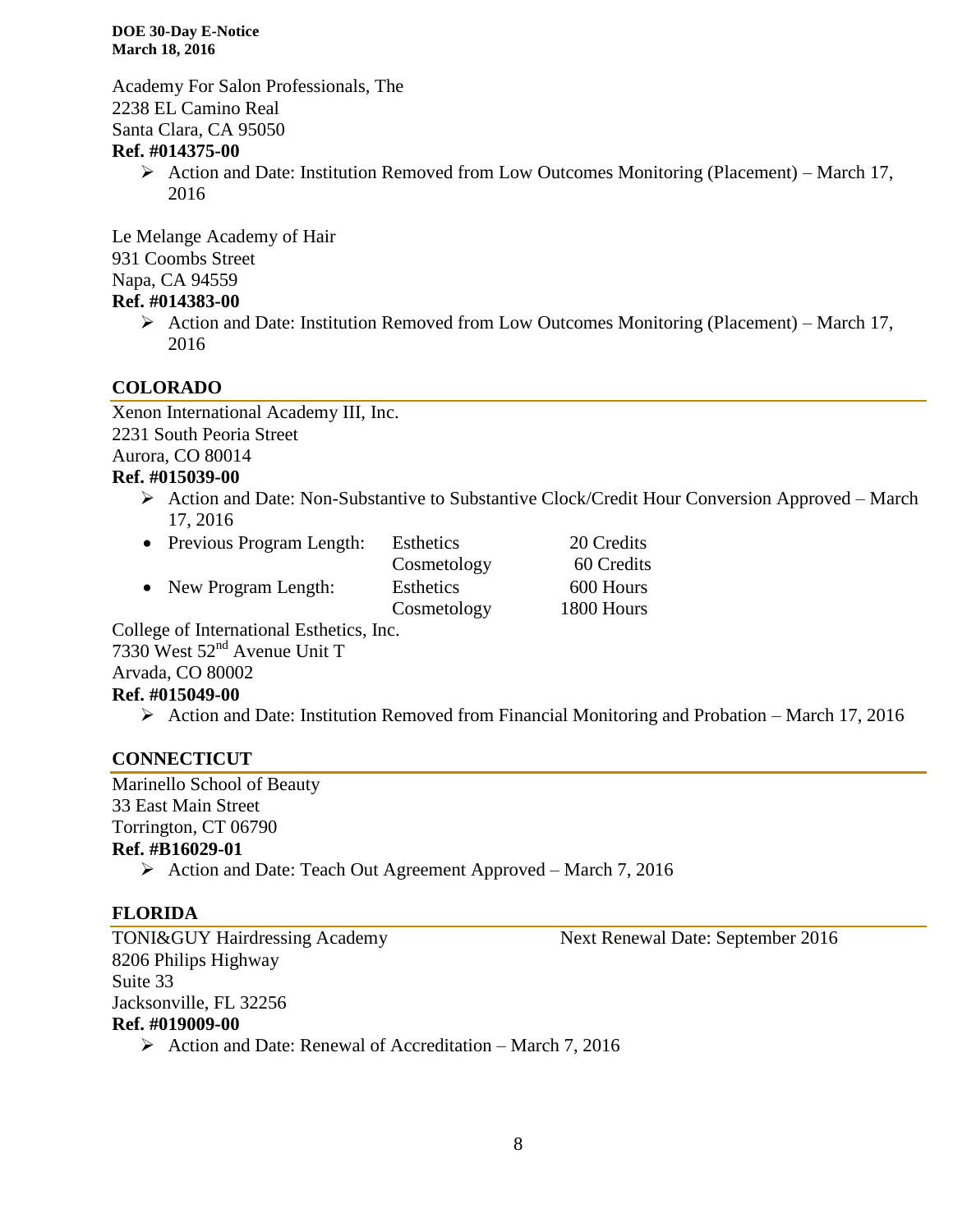Academy For Salon Professionals, The
2238 EL Camino Real
Santa Clara, CA 95050
**Ref. #014375-00**

- Action and Date: Institution Removed from Low Outcomes Monitoring (Placement) – March 17, 2016

Le Melange Academy of Hair
931 Coombs Street
Napa, CA 94559
**Ref. #014383-00**

- Action and Date: Institution Removed from Low Outcomes Monitoring (Placement) – March 17, 2016

## COLORADO

Xenon International Academy III, Inc.
2231 South Peoria Street
Aurora, CO 80014
**Ref. #015039-00**

- Action and Date: Non-Substantive to Substantive Clock/Credit Hour Conversion Approved – March 17, 2016
  - Previous Program Length: Esthetics 20 Credits; Cosmetology 60 Credits
  - New Program Length: Esthetics 600 Hours; Cosmetology 1800 Hours

College of International Esthetics, Inc.
7330 West 52nd Avenue Unit T
Arvada, CO 80002
**Ref. #015049-00**

- Action and Date: Institution Removed from Financial Monitoring and Probation – March 17, 2016

## CONNECTICUT

Marinello School of Beauty
33 East Main Street
Torrington, CT 06790
**Ref. #B16029-01**

- Action and Date: Teach Out Agreement Approved – March 7, 2016

## FLORIDA

TONI&GUY Hairdressing Academy — Next Renewal Date: September 2016
8206 Philips Highway
Suite 33
Jacksonville, FL 32256
**Ref. #019009-00**

- Action and Date: Renewal of Accreditation – March 7, 2016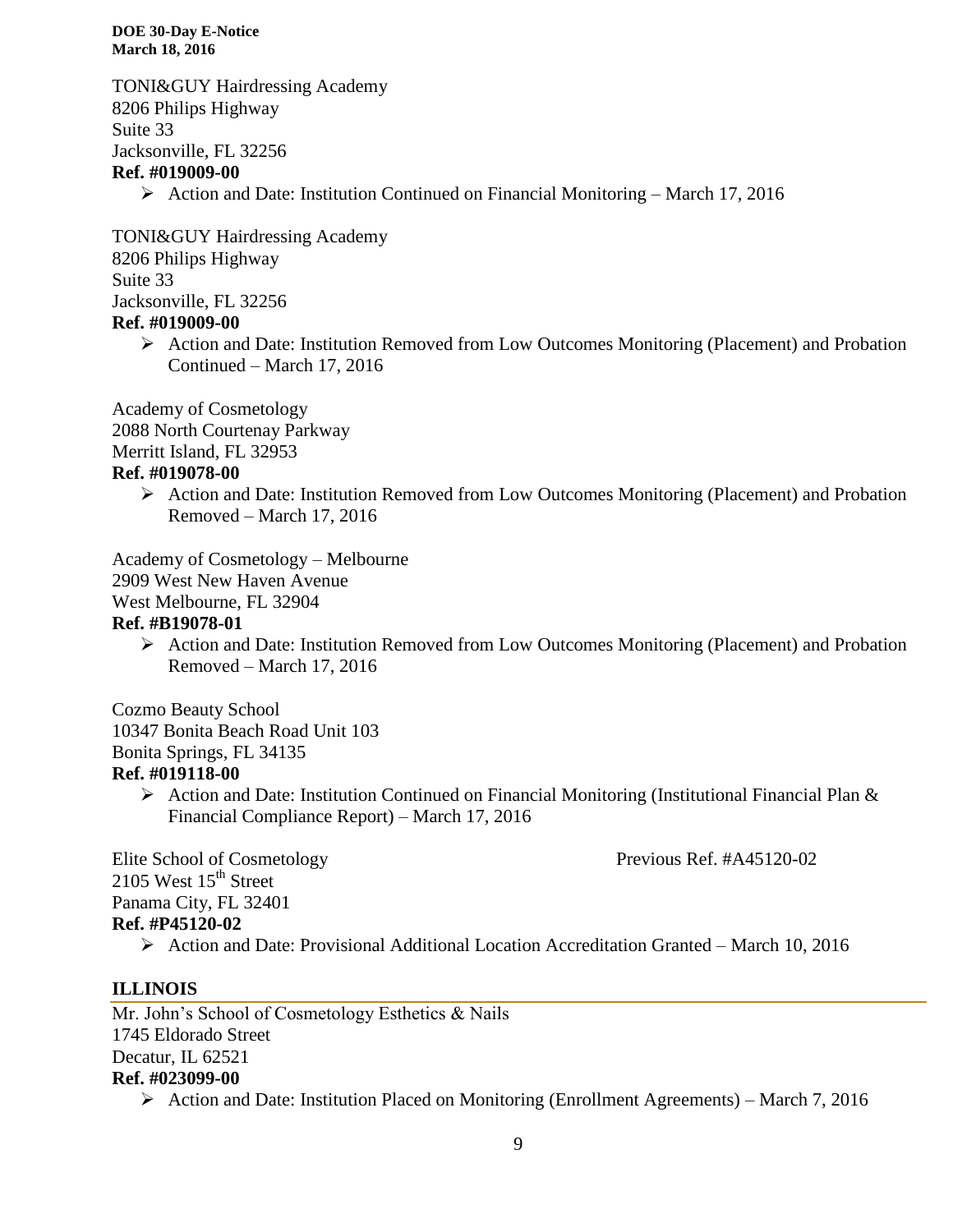TONI&GUY Hairdressing Academy
8206 Philips Highway
Suite 33
Jacksonville, FL 32256
**Ref. #019009-00**

- Action and Date: Institution Continued on Financial Monitoring – March 17, 2016

TONI&GUY Hairdressing Academy
8206 Philips Highway
Suite 33
Jacksonville, FL 32256
**Ref. #019009-00**

- Action and Date: Institution Removed from Low Outcomes Monitoring (Placement) and Probation Continued – March 17, 2016

Academy of Cosmetology
2088 North Courtenay Parkway
Merritt Island, FL 32953
**Ref. #019078-00**

- Action and Date: Institution Removed from Low Outcomes Monitoring (Placement) and Probation Removed – March 17, 2016

Academy of Cosmetology – Melbourne
2909 West New Haven Avenue
West Melbourne, FL 32904
**Ref. #B19078-01**

- Action and Date: Institution Removed from Low Outcomes Monitoring (Placement) and Probation Removed – March 17, 2016

Cozmo Beauty School
10347 Bonita Beach Road Unit 103
Bonita Springs, FL 34135
**Ref. #019118-00**

- Action and Date: Institution Continued on Financial Monitoring (Institutional Financial Plan & Financial Compliance Report) – March 17, 2016

Elite School of Cosmetology — Previous Ref. #A45120-02
2105 West 15th Street
Panama City, FL 32401
**Ref. #P45120-02**

- Action and Date: Provisional Additional Location Accreditation Granted – March 10, 2016

## ILLINOIS

Mr. John's School of Cosmetology Esthetics & Nails
1745 Eldorado Street
Decatur, IL 62521
**Ref. #023099-00**

- Action and Date: Institution Placed on Monitoring (Enrollment Agreements) – March 7, 2016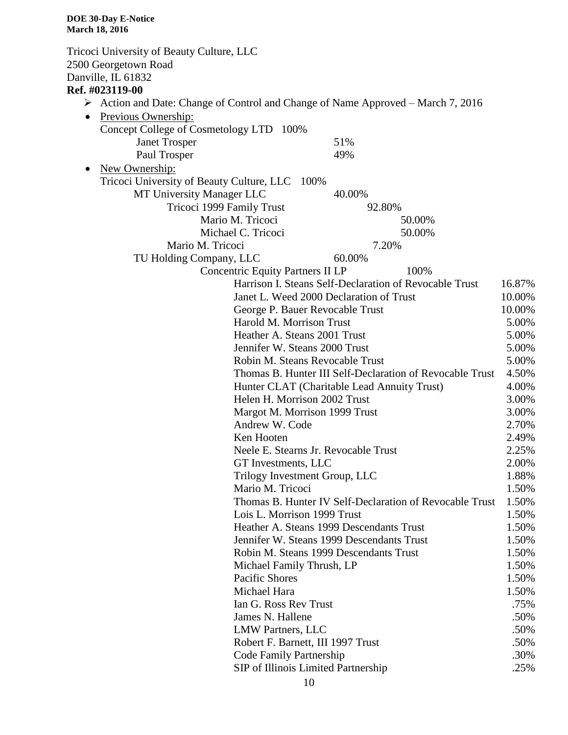**DOE 30-Day E-Notice**
**March 18, 2016**

Tricoci University of Beauty Culture, LLC
2500 Georgetown Road
Danville, IL 61832
**Ref. #023119-00**

- Action and Date: Change of Control and Change of Name Approved – March 7, 2016

- Previous Ownership:
  - Concept College of Cosmetology LTD 100%
    - Janet Trosper 51%
    - Paul Trosper 49%
- New Ownership:
  - Tricoci University of Beauty Culture, LLC 100%
    - MT University Manager LLC 40.00%
      - Tricoci 1999 Family Trust 92.80%
        - Mario M. Tricoci 50.00%
        - Michael C. Tricoci 50.00%
      - Mario M. Tricoci 7.20%
    - TU Holding Company, LLC 60.00%
      - Concentric Equity Partners II LP 100%

| Owner | Percentage |
|---|---|
| Harrison I. Steans Self-Declaration of Revocable Trust | 16.87% |
| Janet L. Weed 2000 Declaration of Trust | 10.00% |
| George P. Bauer Revocable Trust | 10.00% |
| Harold M. Morrison Trust | 5.00% |
| Heather A. Steans 2001 Trust | 5.00% |
| Jennifer W. Steans 2000 Trust | 5.00% |
| Robin M. Steans Revocable Trust | 5.00% |
| Thomas B. Hunter III Self-Declaration of Revocable Trust | 4.50% |
| Hunter CLAT (Charitable Lead Annuity Trust) | 4.00% |
| Helen H. Morrison 2002 Trust | 3.00% |
| Margot M. Morrison 1999 Trust | 3.00% |
| Andrew W. Code | 2.70% |
| Ken Hooten | 2.49% |
| Neele E. Stearns Jr. Revocable Trust | 2.25% |
| GT Investments, LLC | 2.00% |
| Trilogy Investment Group, LLC | 1.88% |
| Mario M. Tricoci | 1.50% |
| Thomas B. Hunter IV Self-Declaration of Revocable Trust | 1.50% |
| Lois L. Morrison 1999 Trust | 1.50% |
| Heather A. Steans 1999 Descendants Trust | 1.50% |
| Jennifer W. Steans 1999 Descendants Trust | 1.50% |
| Robin M. Steans 1999 Descendants Trust | 1.50% |
| Michael Family Thrush, LP | 1.50% |
| Pacific Shores | 1.50% |
| Michael Hara | 1.50% |
| Ian G. Ross Rev Trust | .75% |
| James N. Hallene | .50% |
| LMW Partners, LLC | .50% |
| Robert F. Barnett, III 1997 Trust | .50% |
| Code Family Partnership | .30% |
| SIP of Illinois Limited Partnership | .25% |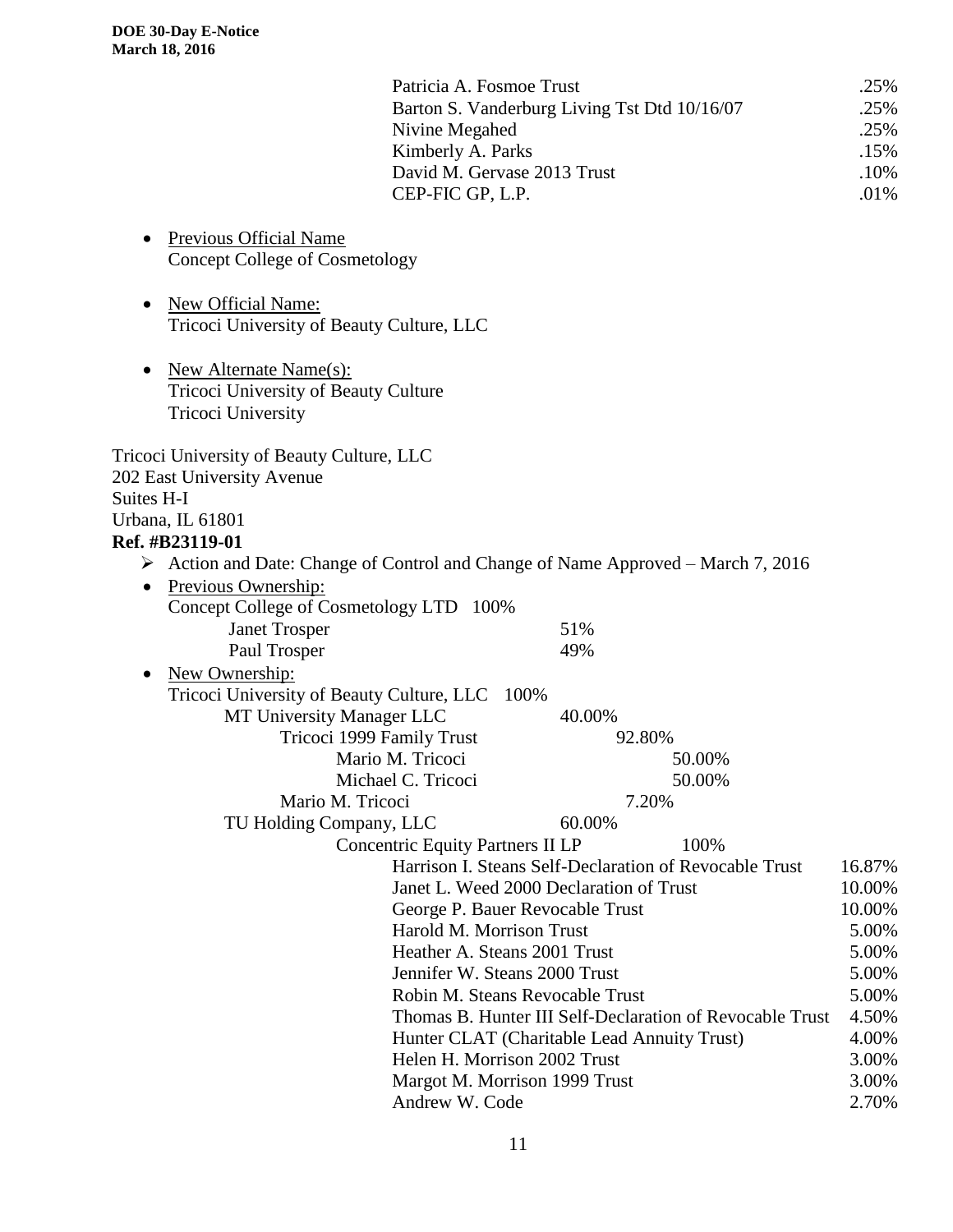| | |
|---|---|
| Patricia A. Fosmoe Trust | .25% |
| Barton S. Vanderburg Living Tst Dtd 10/16/07 | .25% |
| Nivine Megahed | .25% |
| Kimberly A. Parks | .15% |
| David M. Gervase 2013 Trust | .10% |
| CEP-FIC GP, L.P. | .01% |

- Previous Official Name
  Concept College of Cosmetology

- New Official Name:
  Tricoci University of Beauty Culture, LLC

- New Alternate Name(s):
  Tricoci University of Beauty Culture
  Tricoci University

Tricoci University of Beauty Culture, LLC
202 East University Avenue
Suites H-I
Urbana, IL 61801
**Ref. #B23119-01**

- Action and Date: Change of Control and Change of Name Approved – March 7, 2016
- Previous Ownership:
  Concept College of Cosmetology LTD 100%
  - Janet Trosper 51%
  - Paul Trosper 49%
- New Ownership:
  Tricoci University of Beauty Culture, LLC 100%
  - MT University Manager LLC 40.00%
    - Tricoci 1999 Family Trust 92.80%
      - Mario M. Tricoci 50.00%
      - Michael C. Tricoci 50.00%
    - Mario M. Tricoci 7.20%
  - TU Holding Company, LLC 60.00%
    - Concentric Equity Partners II LP 100%

| | |
|---|---|
| Harrison I. Steans Self-Declaration of Revocable Trust | 16.87% |
| Janet L. Weed 2000 Declaration of Trust | 10.00% |
| George P. Bauer Revocable Trust | 10.00% |
| Harold M. Morrison Trust | 5.00% |
| Heather A. Steans 2001 Trust | 5.00% |
| Jennifer W. Steans 2000 Trust | 5.00% |
| Robin M. Steans Revocable Trust | 5.00% |
| Thomas B. Hunter III Self-Declaration of Revocable Trust | 4.50% |
| Hunter CLAT (Charitable Lead Annuity Trust) | 4.00% |
| Helen H. Morrison 2002 Trust | 3.00% |
| Margot M. Morrison 1999 Trust | 3.00% |
| Andrew W. Code | 2.70% |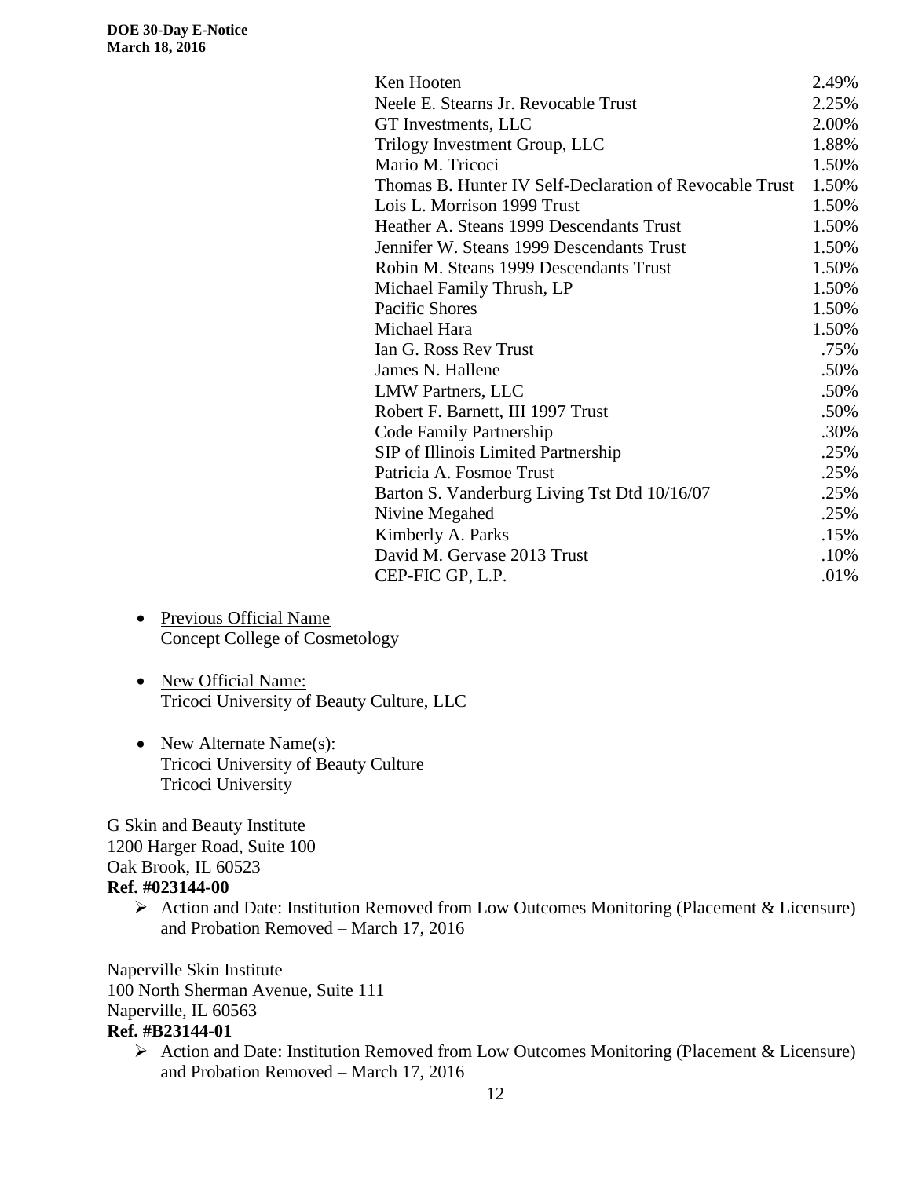| | |
|---|---|
| Ken Hooten | 2.49% |
| Neele E. Stearns Jr. Revocable Trust | 2.25% |
| GT Investments, LLC | 2.00% |
| Trilogy Investment Group, LLC | 1.88% |
| Mario M. Tricoci | 1.50% |
| Thomas B. Hunter IV Self-Declaration of Revocable Trust | 1.50% |
| Lois L. Morrison 1999 Trust | 1.50% |
| Heather A. Steans 1999 Descendants Trust | 1.50% |
| Jennifer W. Steans 1999 Descendants Trust | 1.50% |
| Robin M. Steans 1999 Descendants Trust | 1.50% |
| Michael Family Thrush, LP | 1.50% |
| Pacific Shores | 1.50% |
| Michael Hara | 1.50% |
| Ian G. Ross Rev Trust | .75% |
| James N. Hallene | .50% |
| LMW Partners, LLC | .50% |
| Robert F. Barnett, III 1997 Trust | .50% |
| Code Family Partnership | .30% |
| SIP of Illinois Limited Partnership | .25% |
| Patricia A. Fosmoe Trust | .25% |
| Barton S. Vanderburg Living Tst Dtd 10/16/07 | .25% |
| Nivine Megahed | .25% |
| Kimberly A. Parks | .15% |
| David M. Gervase 2013 Trust | .10% |
| CEP-FIC GP, L.P. | .01% |

- Previous Official Name
  Concept College of Cosmetology

- New Official Name:
  Tricoci University of Beauty Culture, LLC

- New Alternate Name(s):
  Tricoci University of Beauty Culture
  Tricoci University

G Skin and Beauty Institute
1200 Harger Road, Suite 100
Oak Brook, IL 60523
**Ref. #023144-00**

- Action and Date: Institution Removed from Low Outcomes Monitoring (Placement & Licensure) and Probation Removed – March 17, 2016

Naperville Skin Institute
100 North Sherman Avenue, Suite 111
Naperville, IL 60563
**Ref. #B23144-01**

- Action and Date: Institution Removed from Low Outcomes Monitoring (Placement & Licensure) and Probation Removed – March 17, 2016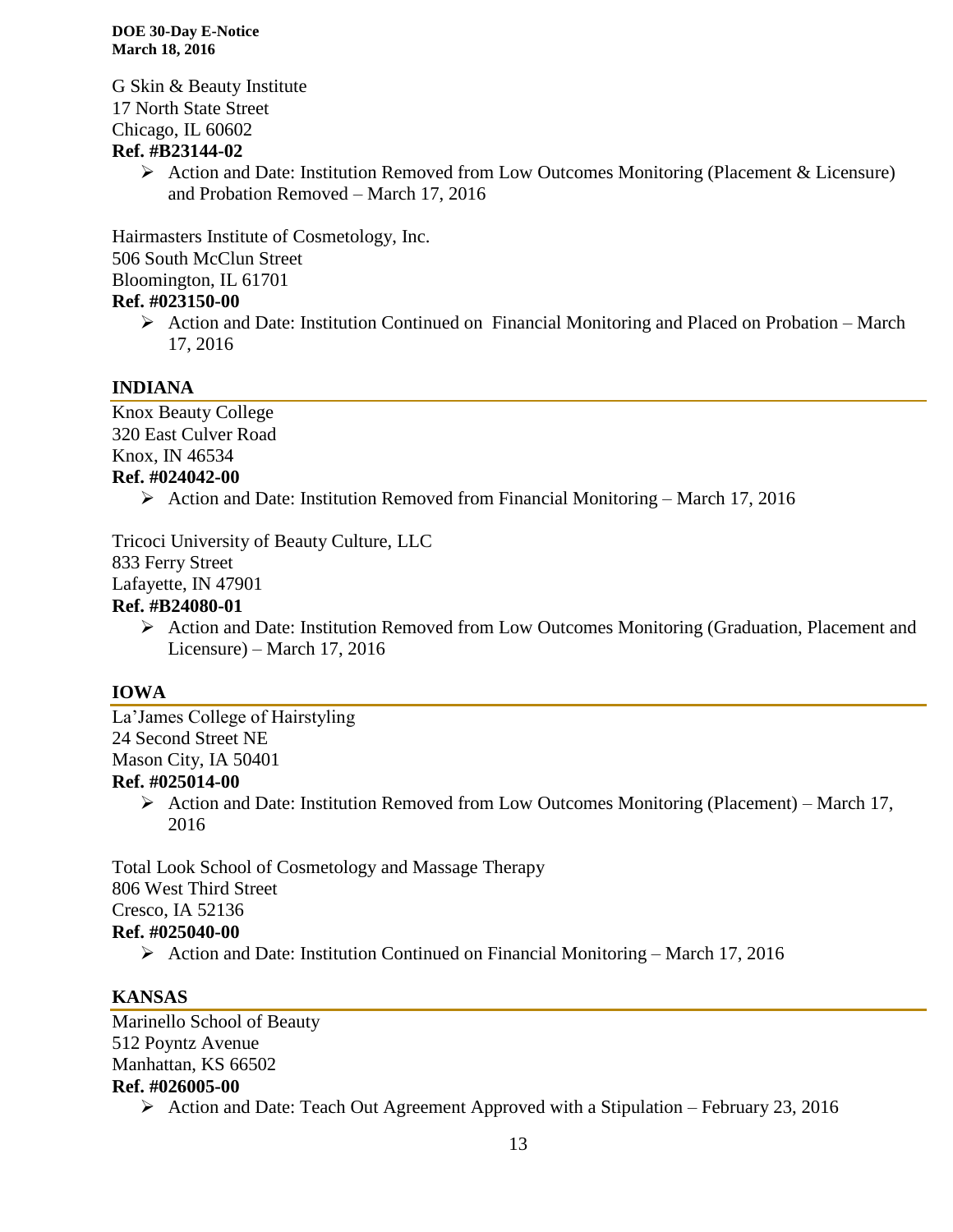G Skin & Beauty Institute
17 North State Street
Chicago, IL 60602
**Ref. #B23144-02**

- Action and Date: Institution Removed from Low Outcomes Monitoring (Placement & Licensure) and Probation Removed – March 17, 2016

Hairmasters Institute of Cosmetology, Inc.
506 South McClun Street
Bloomington, IL 61701
**Ref. #023150-00**

- Action and Date: Institution Continued on Financial Monitoring and Placed on Probation – March 17, 2016

## INDIANA

Knox Beauty College
320 East Culver Road
Knox, IN 46534
**Ref. #024042-00**

- Action and Date: Institution Removed from Financial Monitoring – March 17, 2016

Tricoci University of Beauty Culture, LLC
833 Ferry Street
Lafayette, IN 47901
**Ref. #B24080-01**

- Action and Date: Institution Removed from Low Outcomes Monitoring (Graduation, Placement and Licensure) – March 17, 2016

## IOWA

La'James College of Hairstyling
24 Second Street NE
Mason City, IA 50401
**Ref. #025014-00**

- Action and Date: Institution Removed from Low Outcomes Monitoring (Placement) – March 17, 2016

Total Look School of Cosmetology and Massage Therapy
806 West Third Street
Cresco, IA 52136
**Ref. #025040-00**

- Action and Date: Institution Continued on Financial Monitoring – March 17, 2016

## KANSAS

Marinello School of Beauty
512 Poyntz Avenue
Manhattan, KS 66502
**Ref. #026005-00**

- Action and Date: Teach Out Agreement Approved with a Stipulation – February 23, 2016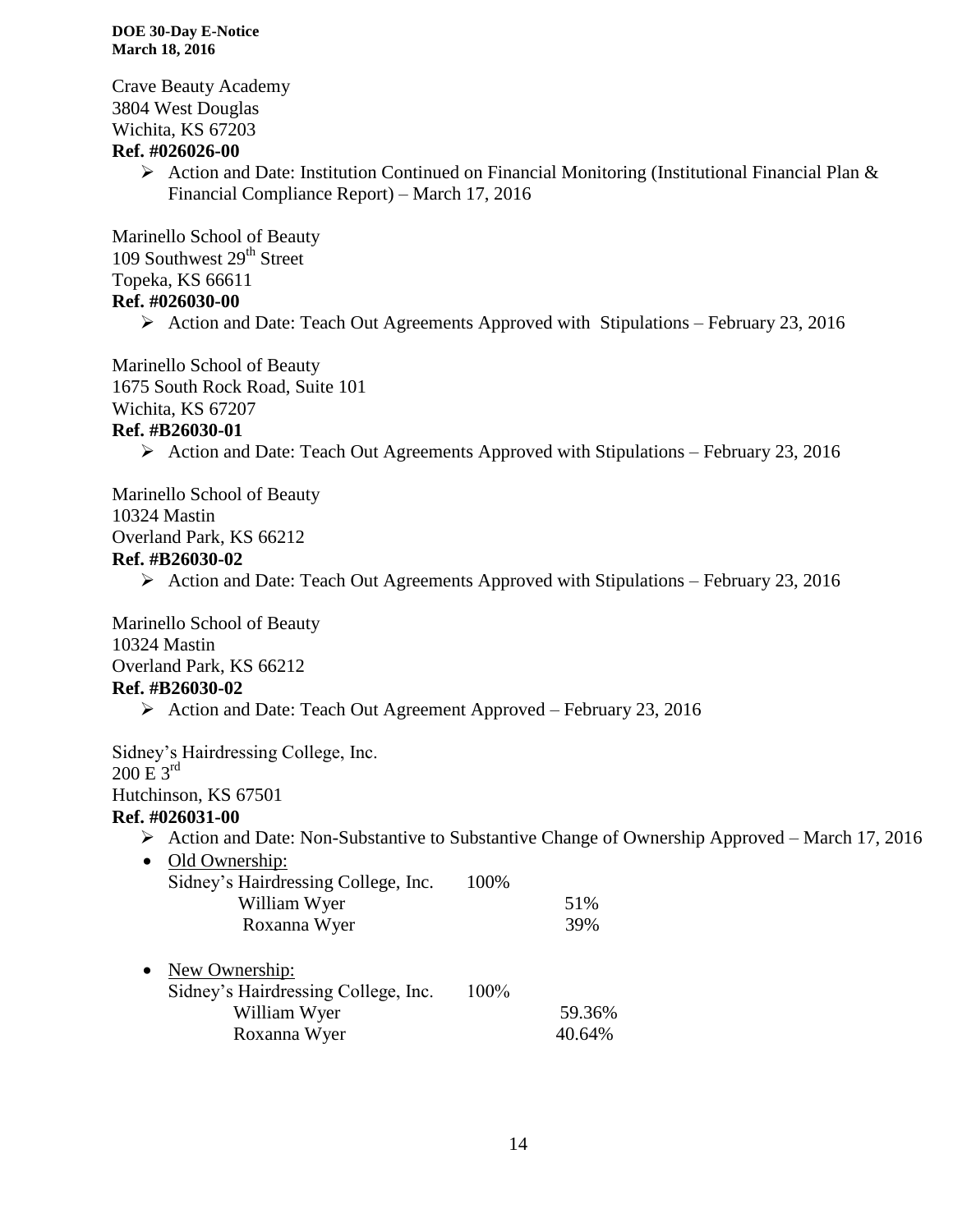Crave Beauty Academy
3804 West Douglas
Wichita, KS 67203
**Ref. #026026-00**

- Action and Date: Institution Continued on Financial Monitoring (Institutional Financial Plan & Financial Compliance Report) – March 17, 2016

Marinello School of Beauty
109 Southwest 29th Street
Topeka, KS 66611
**Ref. #026030-00**

- Action and Date: Teach Out Agreements Approved with Stipulations – February 23, 2016

Marinello School of Beauty
1675 South Rock Road, Suite 101
Wichita, KS 67207
**Ref. #B26030-01**

- Action and Date: Teach Out Agreements Approved with Stipulations – February 23, 2016

Marinello School of Beauty
10324 Mastin
Overland Park, KS 66212
**Ref. #B26030-02**

- Action and Date: Teach Out Agreements Approved with Stipulations – February 23, 2016

Marinello School of Beauty
10324 Mastin
Overland Park, KS 66212
**Ref. #B26030-02**

- Action and Date: Teach Out Agreement Approved – February 23, 2016

Sidney's Hairdressing College, Inc.
200 E 3rd
Hutchinson, KS 67501
**Ref. #026031-00**

- Action and Date: Non-Substantive to Substantive Change of Ownership Approved – March 17, 2016

- Old Ownership:

| | | |
|---|---|---|
| Sidney's Hairdressing College, Inc. | 100% | |
| William Wyer | | 51% |
| Roxanna Wyer | | 39% |

- New Ownership:

| | | |
|---|---|---|
| Sidney's Hairdressing College, Inc. | 100% | |
| William Wyer | | 59.36% |
| Roxanna Wyer | | 40.64% |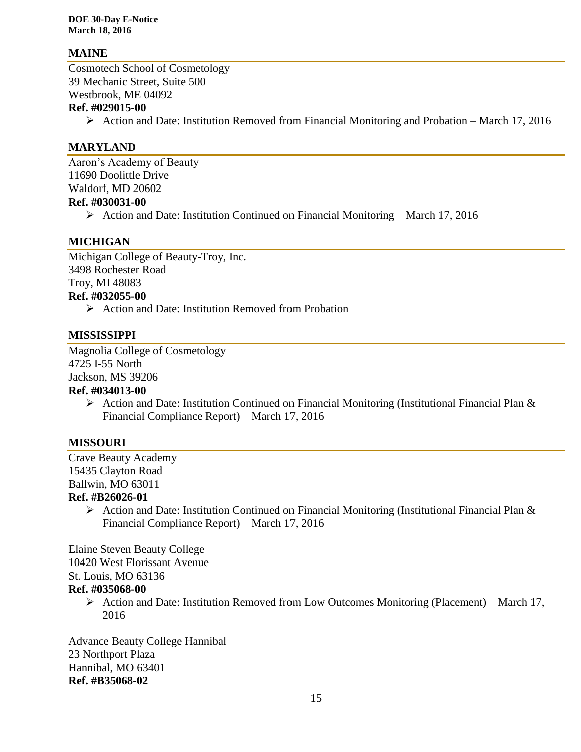## MAINE

Cosmotech School of Cosmetology
39 Mechanic Street, Suite 500
Westbrook, ME 04092
**Ref. #029015-00**

- Action and Date: Institution Removed from Financial Monitoring and Probation – March 17, 2016

## MARYLAND

Aaron's Academy of Beauty
11690 Doolittle Drive
Waldorf, MD 20602
**Ref. #030031-00**

- Action and Date: Institution Continued on Financial Monitoring – March 17, 2016

## MICHIGAN

Michigan College of Beauty-Troy, Inc.
3498 Rochester Road
Troy, MI 48083
**Ref. #032055-00**

- Action and Date: Institution Removed from Probation

## MISSISSIPPI

Magnolia College of Cosmetology
4725 I-55 North
Jackson, MS 39206
**Ref. #034013-00**

- Action and Date: Institution Continued on Financial Monitoring (Institutional Financial Plan & Financial Compliance Report) – March 17, 2016

## MISSOURI

Crave Beauty Academy
15435 Clayton Road
Ballwin, MO 63011
**Ref. #B26026-01**

- Action and Date: Institution Continued on Financial Monitoring (Institutional Financial Plan & Financial Compliance Report) – March 17, 2016

Elaine Steven Beauty College
10420 West Florissant Avenue
St. Louis, MO 63136
**Ref. #035068-00**

- Action and Date: Institution Removed from Low Outcomes Monitoring (Placement) – March 17, 2016

Advance Beauty College Hannibal
23 Northport Plaza
Hannibal, MO 63401
**Ref. #B35068-02**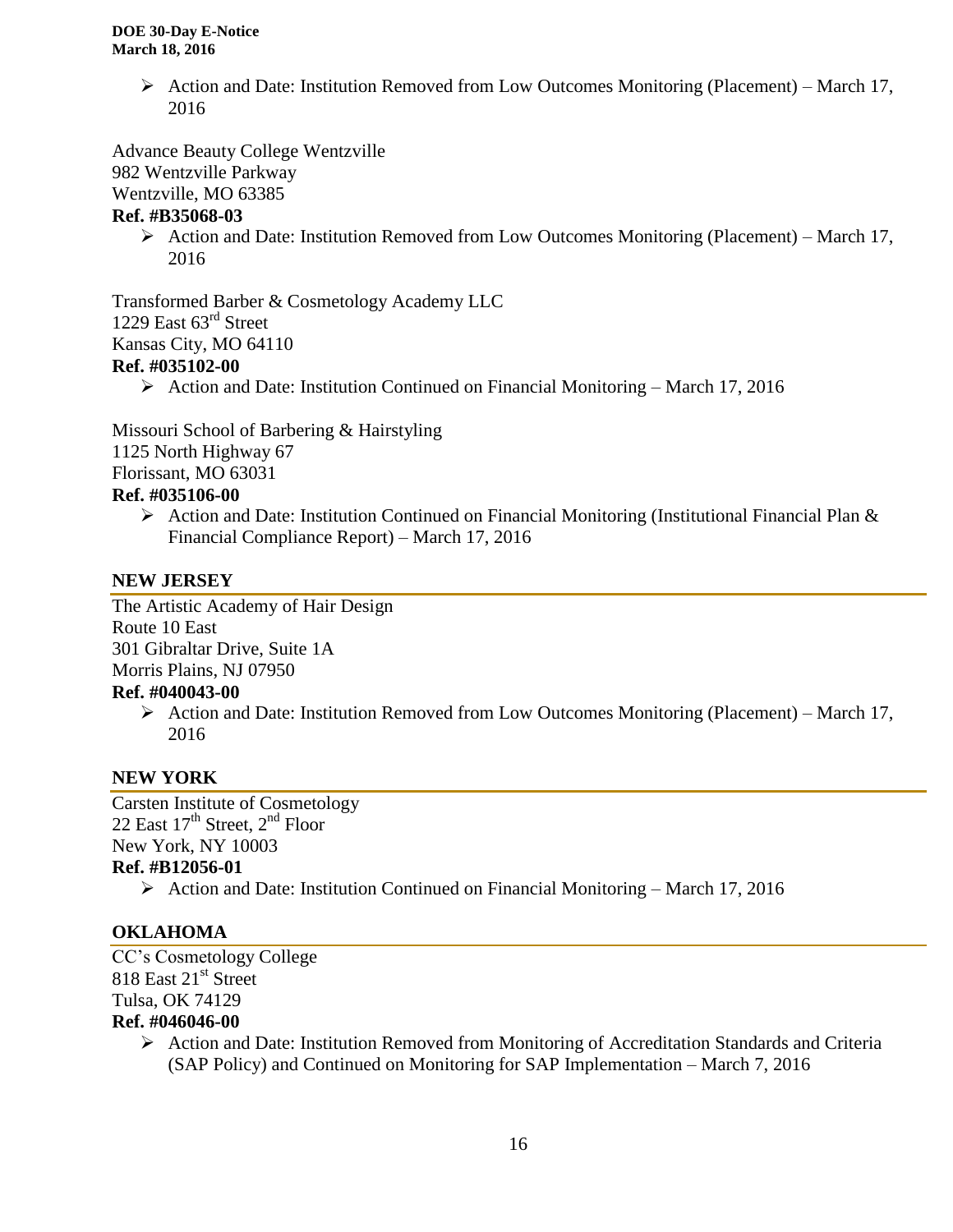- Action and Date: Institution Removed from Low Outcomes Monitoring (Placement) – March 17, 2016

Advance Beauty College Wentzville
982 Wentzville Parkway
Wentzville, MO 63385
**Ref. #B35068-03**

- Action and Date: Institution Removed from Low Outcomes Monitoring (Placement) – March 17, 2016

Transformed Barber & Cosmetology Academy LLC
1229 East 63rd Street
Kansas City, MO 64110
**Ref. #035102-00**

- Action and Date: Institution Continued on Financial Monitoring – March 17, 2016

Missouri School of Barbering & Hairstyling
1125 North Highway 67
Florissant, MO 63031
**Ref. #035106-00**

- Action and Date: Institution Continued on Financial Monitoring (Institutional Financial Plan & Financial Compliance Report) – March 17, 2016

## NEW JERSEY

The Artistic Academy of Hair Design
Route 10 East
301 Gibraltar Drive, Suite 1A
Morris Plains, NJ 07950
**Ref. #040043-00**

- Action and Date: Institution Removed from Low Outcomes Monitoring (Placement) – March 17, 2016

## NEW YORK

Carsten Institute of Cosmetology
22 East 17th Street, 2nd Floor
New York, NY 10003
**Ref. #B12056-01**

- Action and Date: Institution Continued on Financial Monitoring – March 17, 2016

## OKLAHOMA

CC's Cosmetology College
818 East 21st Street
Tulsa, OK 74129
**Ref. #046046-00**

- Action and Date: Institution Removed from Monitoring of Accreditation Standards and Criteria (SAP Policy) and Continued on Monitoring for SAP Implementation – March 7, 2016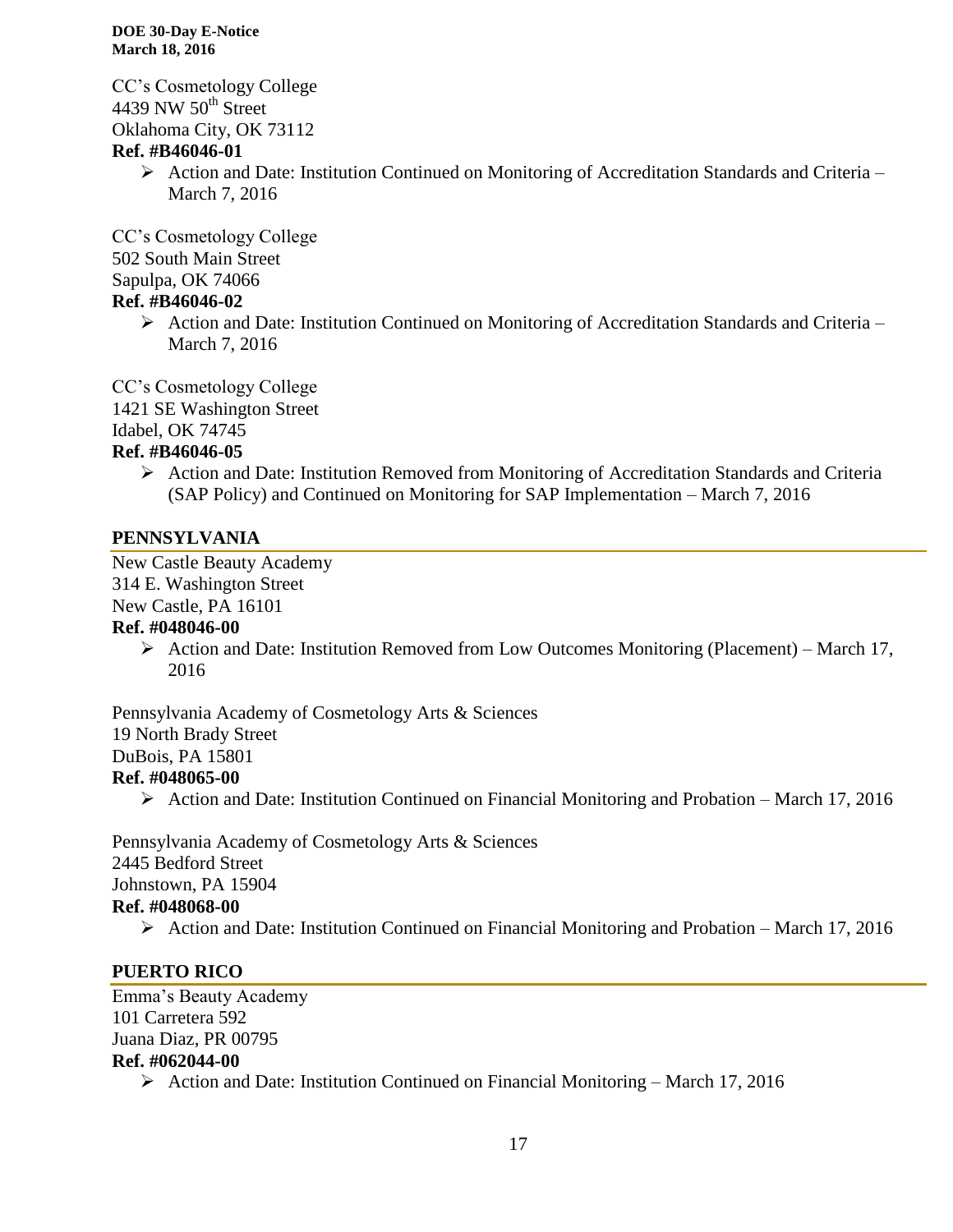CC's Cosmetology College
4439 NW 50th Street
Oklahoma City, OK 73112
**Ref. #B46046-01**

- Action and Date: Institution Continued on Monitoring of Accreditation Standards and Criteria – March 7, 2016

CC's Cosmetology College
502 South Main Street
Sapulpa, OK 74066
**Ref. #B46046-02**

- Action and Date: Institution Continued on Monitoring of Accreditation Standards and Criteria – March 7, 2016

CC's Cosmetology College
1421 SE Washington Street
Idabel, OK 74745
**Ref. #B46046-05**

- Action and Date: Institution Removed from Monitoring of Accreditation Standards and Criteria (SAP Policy) and Continued on Monitoring for SAP Implementation – March 7, 2016

## PENNSYLVANIA

New Castle Beauty Academy
314 E. Washington Street
New Castle, PA 16101
**Ref. #048046-00**

- Action and Date: Institution Removed from Low Outcomes Monitoring (Placement) – March 17, 2016

Pennsylvania Academy of Cosmetology Arts & Sciences
19 North Brady Street
DuBois, PA 15801
**Ref. #048065-00**

- Action and Date: Institution Continued on Financial Monitoring and Probation – March 17, 2016

Pennsylvania Academy of Cosmetology Arts & Sciences
2445 Bedford Street
Johnstown, PA 15904
**Ref. #048068-00**

- Action and Date: Institution Continued on Financial Monitoring and Probation – March 17, 2016

## PUERTO RICO

Emma's Beauty Academy
101 Carretera 592
Juana Diaz, PR 00795
**Ref. #062044-00**

- Action and Date: Institution Continued on Financial Monitoring – March 17, 2016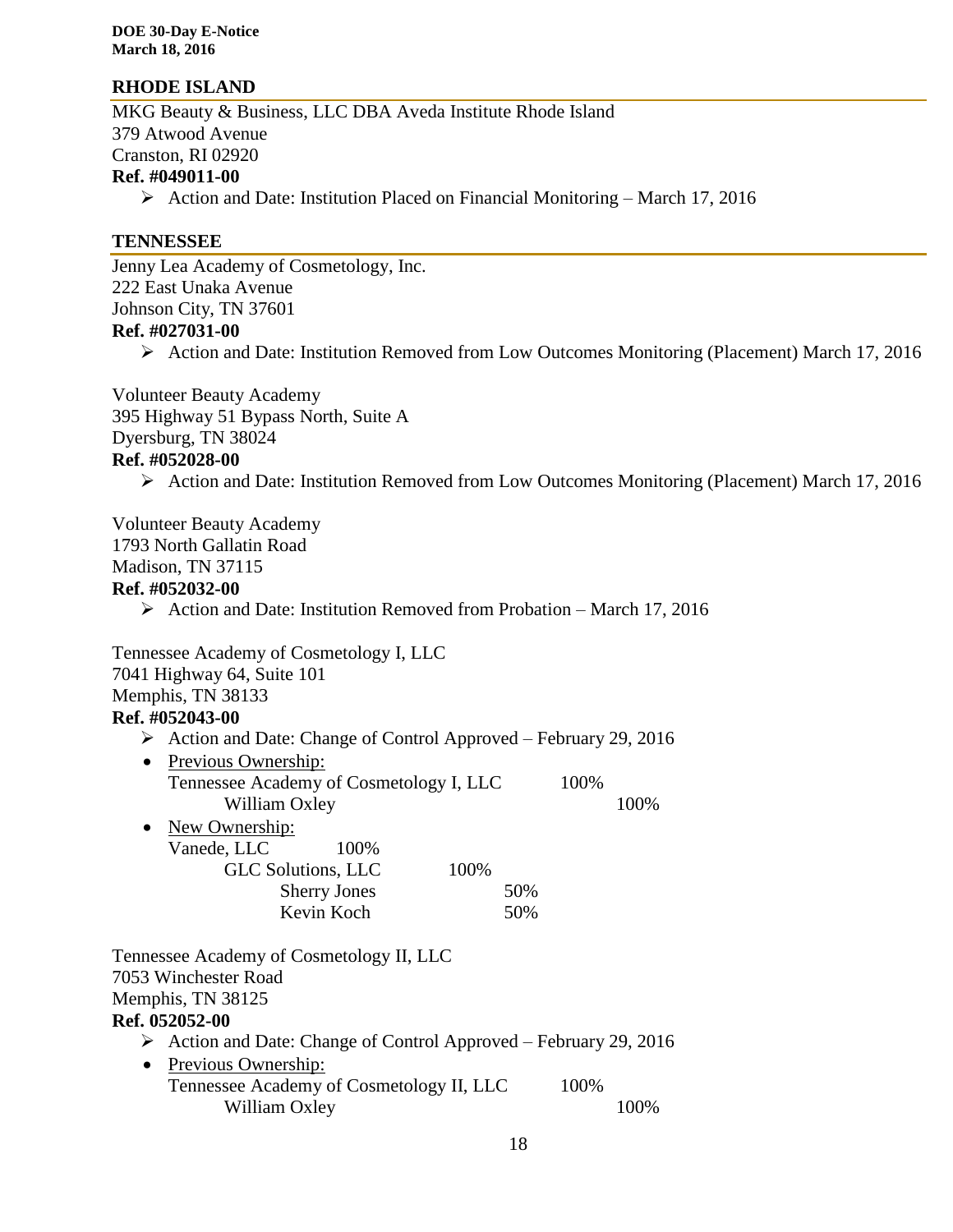## RHODE ISLAND

MKG Beauty & Business, LLC DBA Aveda Institute Rhode Island
379 Atwood Avenue
Cranston, RI 02920
**Ref. #049011-00**

- Action and Date: Institution Placed on Financial Monitoring – March 17, 2016

## TENNESSEE

Jenny Lea Academy of Cosmetology, Inc.
222 East Unaka Avenue
Johnson City, TN 37601
**Ref. #027031-00**

- Action and Date: Institution Removed from Low Outcomes Monitoring (Placement) March 17, 2016

Volunteer Beauty Academy
395 Highway 51 Bypass North, Suite A
Dyersburg, TN 38024
**Ref. #052028-00**

- Action and Date: Institution Removed from Low Outcomes Monitoring (Placement) March 17, 2016

Volunteer Beauty Academy
1793 North Gallatin Road
Madison, TN 37115
**Ref. #052032-00**

- Action and Date: Institution Removed from Probation – March 17, 2016

Tennessee Academy of Cosmetology I, LLC
7041 Highway 64, Suite 101
Memphis, TN 38133
**Ref. #052043-00**

- Action and Date: Change of Control Approved – February 29, 2016
- Previous Ownership:
  - Tennessee Academy of Cosmetology I, LLC 100%
    - William Oxley 100%
- New Ownership:
  - Vanede, LLC 100%
    - GLC Solutions, LLC 100%
      - Sherry Jones 50%
      - Kevin Koch 50%

Tennessee Academy of Cosmetology II, LLC
7053 Winchester Road
Memphis, TN 38125
**Ref. 052052-00**

- Action and Date: Change of Control Approved – February 29, 2016
- Previous Ownership:
  - Tennessee Academy of Cosmetology II, LLC 100%
    - William Oxley 100%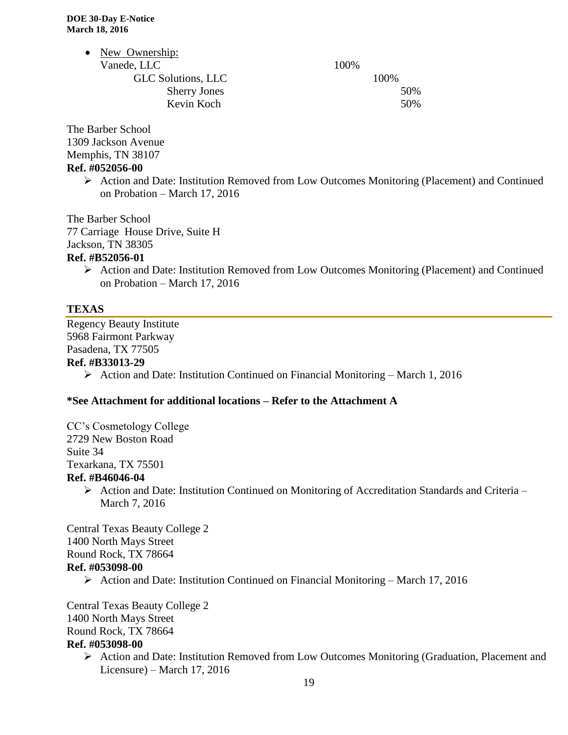- New Ownership:

  Vanede, LLC 100%

  GLC Solutions, LLC 100%

  Sherry Jones 50%

  Kevin Koch 50%

The Barber School
1309 Jackson Avenue
Memphis, TN 38107
**Ref. #052056-00**

- Action and Date: Institution Removed from Low Outcomes Monitoring (Placement) and Continued on Probation – March 17, 2016

The Barber School
77 Carriage House Drive, Suite H
Jackson, TN 38305
**Ref. #B52056-01**

- Action and Date: Institution Removed from Low Outcomes Monitoring (Placement) and Continued on Probation – March 17, 2016

## TEXAS

Regency Beauty Institute
5968 Fairmont Parkway
Pasadena, TX 77505
**Ref. #B33013-29**

- Action and Date: Institution Continued on Financial Monitoring – March 1, 2016

**\*See Attachment for additional locations – Refer to the Attachment A**

CC's Cosmetology College
2729 New Boston Road
Suite 34
Texarkana, TX 75501
**Ref. #B46046-04**

- Action and Date: Institution Continued on Monitoring of Accreditation Standards and Criteria – March 7, 2016

Central Texas Beauty College 2
1400 North Mays Street
Round Rock, TX 78664
**Ref. #053098-00**

- Action and Date: Institution Continued on Financial Monitoring – March 17, 2016

Central Texas Beauty College 2
1400 North Mays Street
Round Rock, TX 78664
**Ref. #053098-00**

- Action and Date: Institution Removed from Low Outcomes Monitoring (Graduation, Placement and Licensure) – March 17, 2016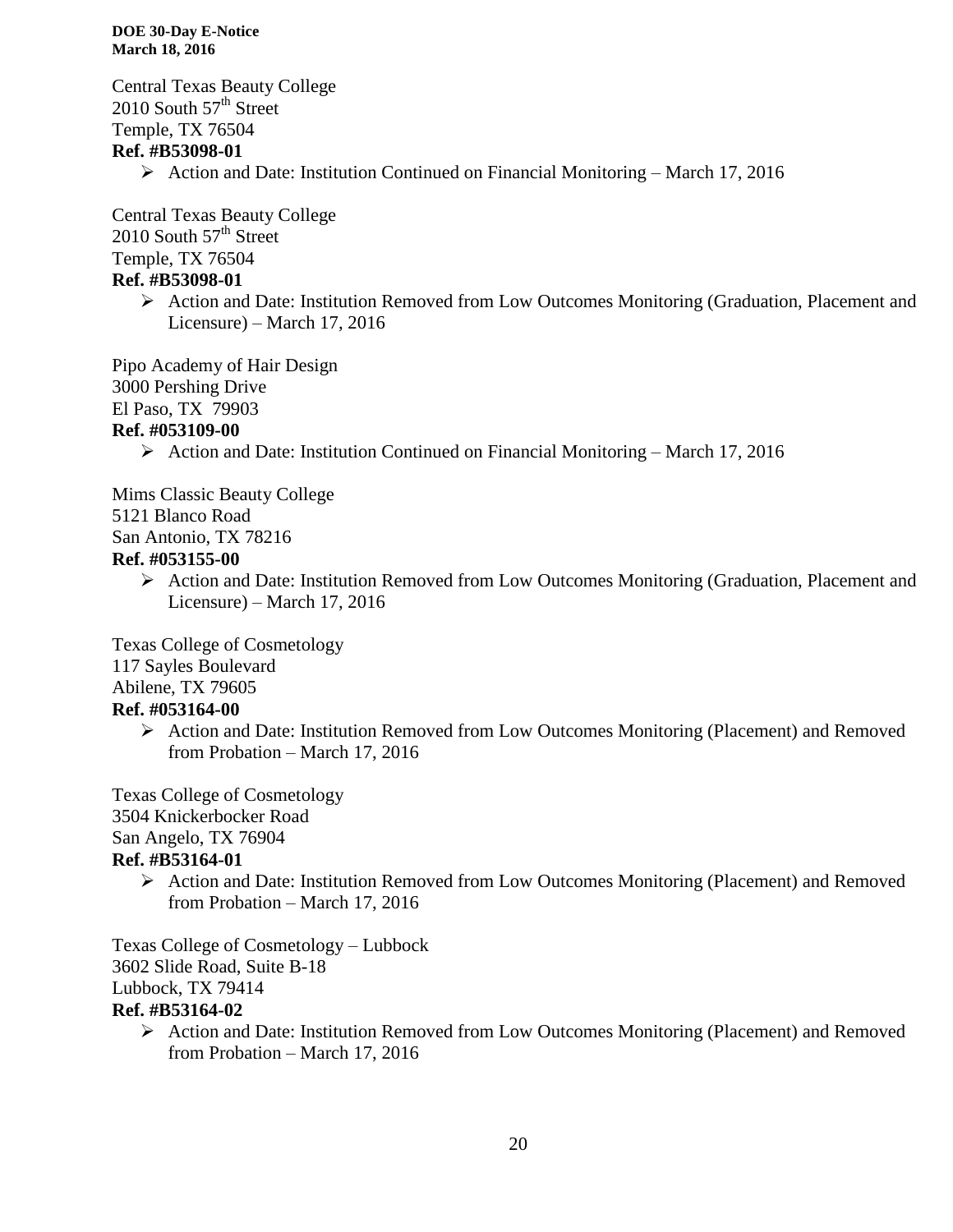Central Texas Beauty College
2010 South 57th Street
Temple, TX 76504
**Ref. #B53098-01**

- Action and Date: Institution Continued on Financial Monitoring – March 17, 2016

Central Texas Beauty College
2010 South 57th Street
Temple, TX 76504
**Ref. #B53098-01**

- Action and Date: Institution Removed from Low Outcomes Monitoring (Graduation, Placement and Licensure) – March 17, 2016

Pipo Academy of Hair Design
3000 Pershing Drive
El Paso, TX 79903
**Ref. #053109-00**

- Action and Date: Institution Continued on Financial Monitoring – March 17, 2016

Mims Classic Beauty College
5121 Blanco Road
San Antonio, TX 78216
**Ref. #053155-00**

- Action and Date: Institution Removed from Low Outcomes Monitoring (Graduation, Placement and Licensure) – March 17, 2016

Texas College of Cosmetology
117 Sayles Boulevard
Abilene, TX 79605
**Ref. #053164-00**

- Action and Date: Institution Removed from Low Outcomes Monitoring (Placement) and Removed from Probation – March 17, 2016

Texas College of Cosmetology
3504 Knickerbocker Road
San Angelo, TX 76904
**Ref. #B53164-01**

- Action and Date: Institution Removed from Low Outcomes Monitoring (Placement) and Removed from Probation – March 17, 2016

Texas College of Cosmetology – Lubbock
3602 Slide Road, Suite B-18
Lubbock, TX 79414
**Ref. #B53164-02**

- Action and Date: Institution Removed from Low Outcomes Monitoring (Placement) and Removed from Probation – March 17, 2016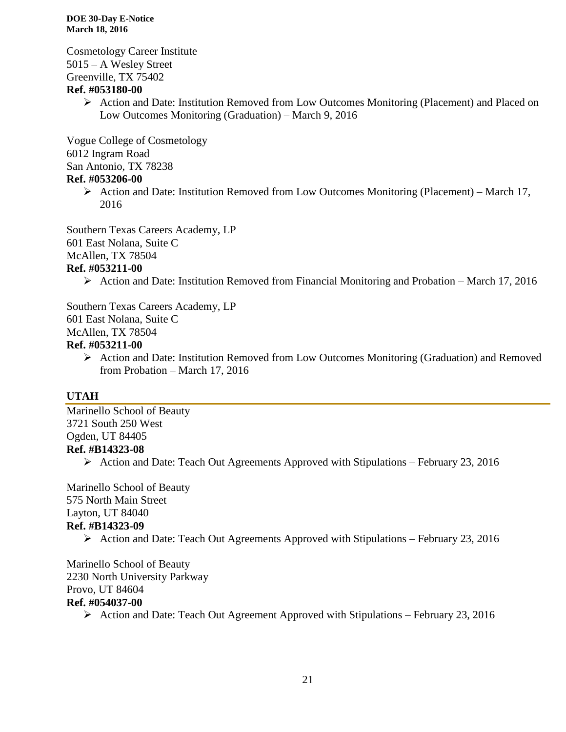Cosmetology Career Institute
5015 – A Wesley Street
Greenville, TX 75402
**Ref. #053180-00**

- Action and Date: Institution Removed from Low Outcomes Monitoring (Placement) and Placed on Low Outcomes Monitoring (Graduation) – March 9, 2016

Vogue College of Cosmetology
6012 Ingram Road
San Antonio, TX 78238
**Ref. #053206-00**

- Action and Date: Institution Removed from Low Outcomes Monitoring (Placement) – March 17, 2016

Southern Texas Careers Academy, LP
601 East Nolana, Suite C
McAllen, TX 78504
**Ref. #053211-00**

- Action and Date: Institution Removed from Financial Monitoring and Probation – March 17, 2016

Southern Texas Careers Academy, LP
601 East Nolana, Suite C
McAllen, TX 78504
**Ref. #053211-00**

- Action and Date: Institution Removed from Low Outcomes Monitoring (Graduation) and Removed from Probation – March 17, 2016

## UTAH

Marinello School of Beauty
3721 South 250 West
Ogden, UT 84405
**Ref. #B14323-08**

- Action and Date: Teach Out Agreements Approved with Stipulations – February 23, 2016

Marinello School of Beauty
575 North Main Street
Layton, UT 84040
**Ref. #B14323-09**

- Action and Date: Teach Out Agreements Approved with Stipulations – February 23, 2016

Marinello School of Beauty
2230 North University Parkway
Provo, UT 84604
**Ref. #054037-00**

- Action and Date: Teach Out Agreement Approved with Stipulations – February 23, 2016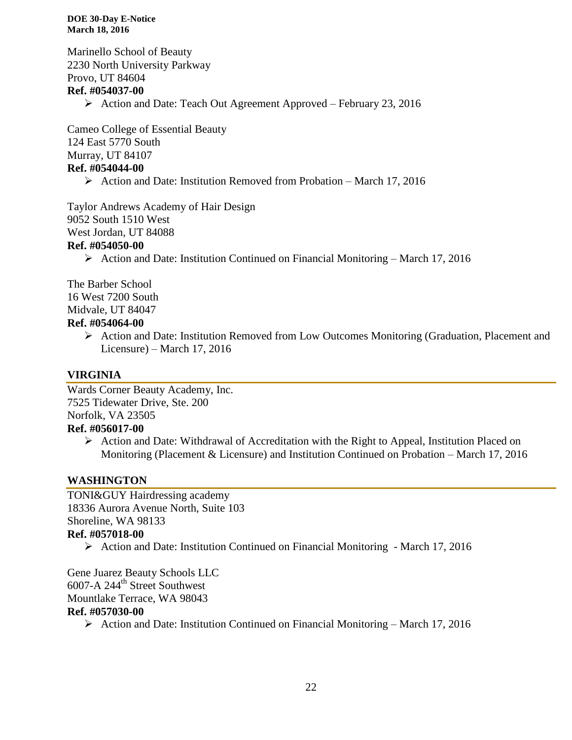Marinello School of Beauty
2230 North University Parkway
Provo, UT 84604
**Ref. #054037-00**

- Action and Date: Teach Out Agreement Approved – February 23, 2016

Cameo College of Essential Beauty
124 East 5770 South
Murray, UT 84107
**Ref. #054044-00**

- Action and Date: Institution Removed from Probation – March 17, 2016

Taylor Andrews Academy of Hair Design
9052 South 1510 West
West Jordan, UT 84088
**Ref. #054050-00**

- Action and Date: Institution Continued on Financial Monitoring – March 17, 2016

The Barber School
16 West 7200 South
Midvale, UT 84047
**Ref. #054064-00**

- Action and Date: Institution Removed from Low Outcomes Monitoring (Graduation, Placement and Licensure) – March 17, 2016

## VIRGINIA

Wards Corner Beauty Academy, Inc.
7525 Tidewater Drive, Ste. 200
Norfolk, VA 23505
**Ref. #056017-00**

- Action and Date: Withdrawal of Accreditation with the Right to Appeal, Institution Placed on Monitoring (Placement & Licensure) and Institution Continued on Probation – March 17, 2016

## WASHINGTON

TONI&GUY Hairdressing academy
18336 Aurora Avenue North, Suite 103
Shoreline, WA 98133
**Ref. #057018-00**

- Action and Date: Institution Continued on Financial Monitoring - March 17, 2016

Gene Juarez Beauty Schools LLC
6007-A 244th Street Southwest
Mountlake Terrace, WA 98043
**Ref. #057030-00**

- Action and Date: Institution Continued on Financial Monitoring – March 17, 2016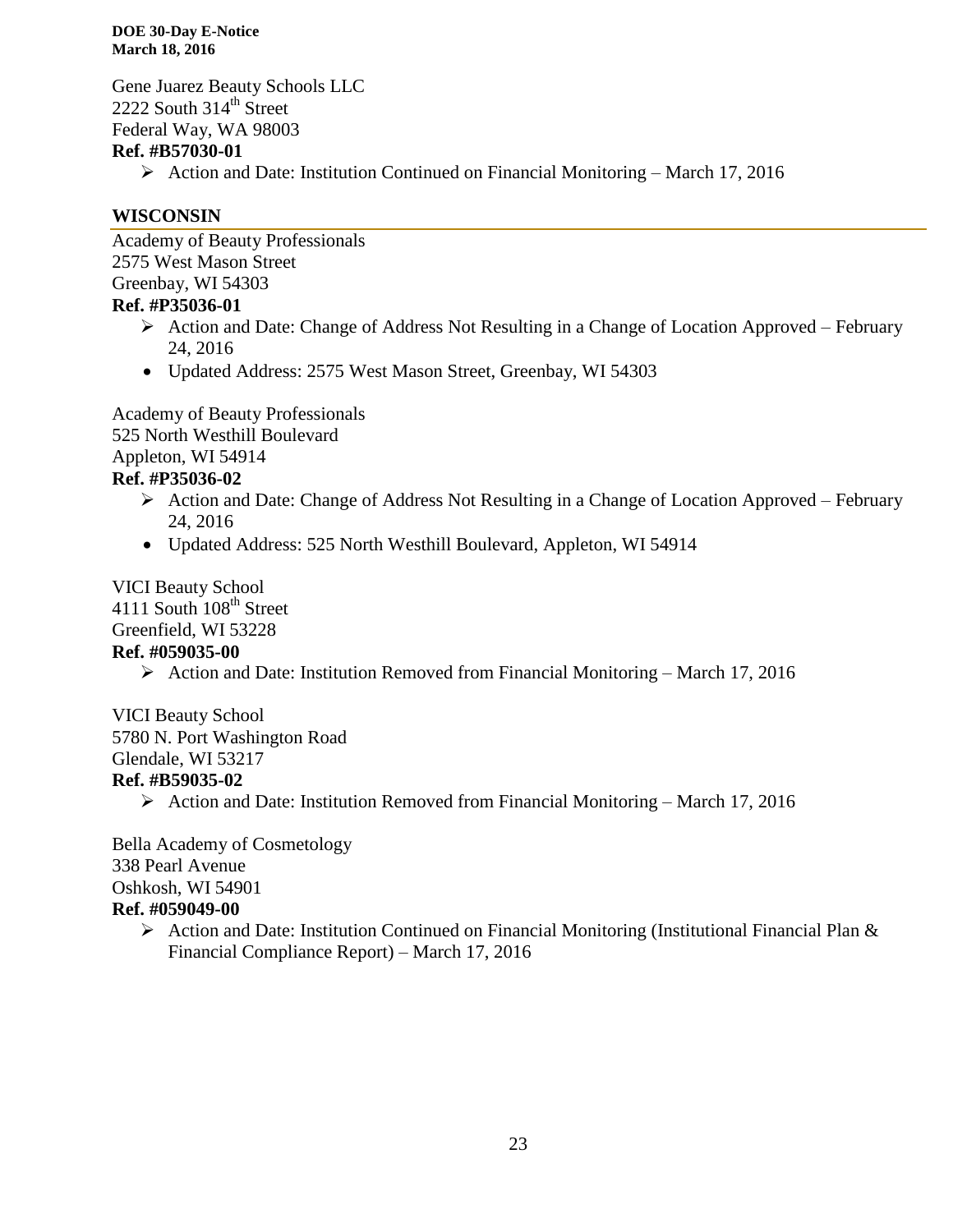Gene Juarez Beauty Schools LLC
2222 South 314th Street
Federal Way, WA 98003
**Ref. #B57030-01**

- Action and Date: Institution Continued on Financial Monitoring – March 17, 2016

## WISCONSIN

Academy of Beauty Professionals
2575 West Mason Street
Greenbay, WI 54303
**Ref. #P35036-01**

- Action and Date: Change of Address Not Resulting in a Change of Location Approved – February 24, 2016
- Updated Address: 2575 West Mason Street, Greenbay, WI 54303

Academy of Beauty Professionals
525 North Westhill Boulevard
Appleton, WI 54914
**Ref. #P35036-02**

- Action and Date: Change of Address Not Resulting in a Change of Location Approved – February 24, 2016
- Updated Address: 525 North Westhill Boulevard, Appleton, WI 54914

VICI Beauty School
4111 South 108th Street
Greenfield, WI 53228
**Ref. #059035-00**

- Action and Date: Institution Removed from Financial Monitoring – March 17, 2016

VICI Beauty School
5780 N. Port Washington Road
Glendale, WI 53217
**Ref. #B59035-02**

- Action and Date: Institution Removed from Financial Monitoring – March 17, 2016

Bella Academy of Cosmetology
338 Pearl Avenue
Oshkosh, WI 54901
**Ref. #059049-00**

- Action and Date: Institution Continued on Financial Monitoring (Institutional Financial Plan & Financial Compliance Report) – March 17, 2016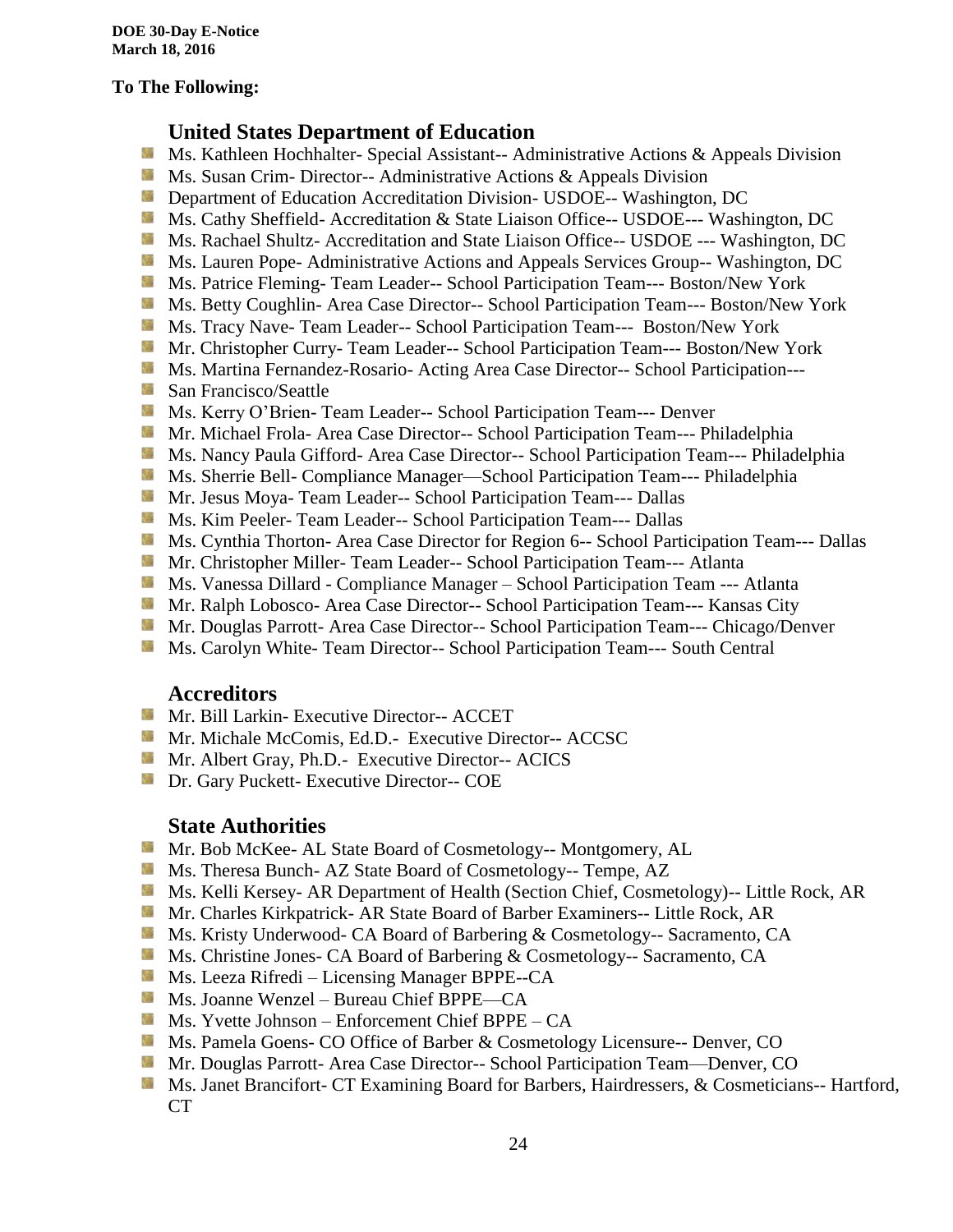**DOE 30-Day E-Notice**
**March 18, 2016**

**To The Following:**

## United States Department of Education

- Ms. Kathleen Hochhalter- Special Assistant-- Administrative Actions & Appeals Division
- Ms. Susan Crim- Director-- Administrative Actions & Appeals Division
- Department of Education Accreditation Division- USDOE-- Washington, DC
- Ms. Cathy Sheffield- Accreditation & State Liaison Office-- USDOE--- Washington, DC
- Ms. Rachael Shultz- Accreditation and State Liaison Office-- USDOE --- Washington, DC
- Ms. Lauren Pope- Administrative Actions and Appeals Services Group-- Washington, DC
- Ms. Patrice Fleming- Team Leader-- School Participation Team--- Boston/New York
- Ms. Betty Coughlin- Area Case Director-- School Participation Team--- Boston/New York
- Ms. Tracy Nave- Team Leader-- School Participation Team--- Boston/New York
- Mr. Christopher Curry- Team Leader-- School Participation Team--- Boston/New York
- Ms. Martina Fernandez-Rosario- Acting Area Case Director-- School Participation---
- San Francisco/Seattle
- Ms. Kerry O'Brien- Team Leader-- School Participation Team--- Denver
- Mr. Michael Frola- Area Case Director-- School Participation Team--- Philadelphia
- Ms. Nancy Paula Gifford- Area Case Director-- School Participation Team--- Philadelphia
- Ms. Sherrie Bell- Compliance Manager—School Participation Team--- Philadelphia
- Mr. Jesus Moya- Team Leader-- School Participation Team--- Dallas
- Ms. Kim Peeler- Team Leader-- School Participation Team--- Dallas
- Ms. Cynthia Thorton- Area Case Director for Region 6-- School Participation Team--- Dallas
- Mr. Christopher Miller- Team Leader-- School Participation Team--- Atlanta
- Ms. Vanessa Dillard - Compliance Manager – School Participation Team --- Atlanta
- Mr. Ralph Lobosco- Area Case Director-- School Participation Team--- Kansas City
- Mr. Douglas Parrott- Area Case Director-- School Participation Team--- Chicago/Denver
- Ms. Carolyn White- Team Director-- School Participation Team--- South Central

## Accreditors

- Mr. Bill Larkin- Executive Director-- ACCET
- Mr. Michale McComis, Ed.D.- Executive Director-- ACCSC
- Mr. Albert Gray, Ph.D.- Executive Director-- ACICS
- Dr. Gary Puckett- Executive Director-- COE

## State Authorities

- Mr. Bob McKee- AL State Board of Cosmetology-- Montgomery, AL
- Ms. Theresa Bunch- AZ State Board of Cosmetology-- Tempe, AZ
- Ms. Kelli Kersey- AR Department of Health (Section Chief, Cosmetology)-- Little Rock, AR
- Mr. Charles Kirkpatrick- AR State Board of Barber Examiners-- Little Rock, AR
- Ms. Kristy Underwood- CA Board of Barbering & Cosmetology-- Sacramento, CA
- Ms. Christine Jones- CA Board of Barbering & Cosmetology-- Sacramento, CA
- Ms. Leeza Rifredi – Licensing Manager BPPE--CA
- Ms. Joanne Wenzel – Bureau Chief BPPE—CA
- Ms. Yvette Johnson – Enforcement Chief BPPE – CA
- Ms. Pamela Goens- CO Office of Barber & Cosmetology Licensure-- Denver, CO
- Mr. Douglas Parrott- Area Case Director-- School Participation Team—Denver, CO
- Ms. Janet Brancifort- CT Examining Board for Barbers, Hairdressers, & Cosmeticians-- Hartford, CT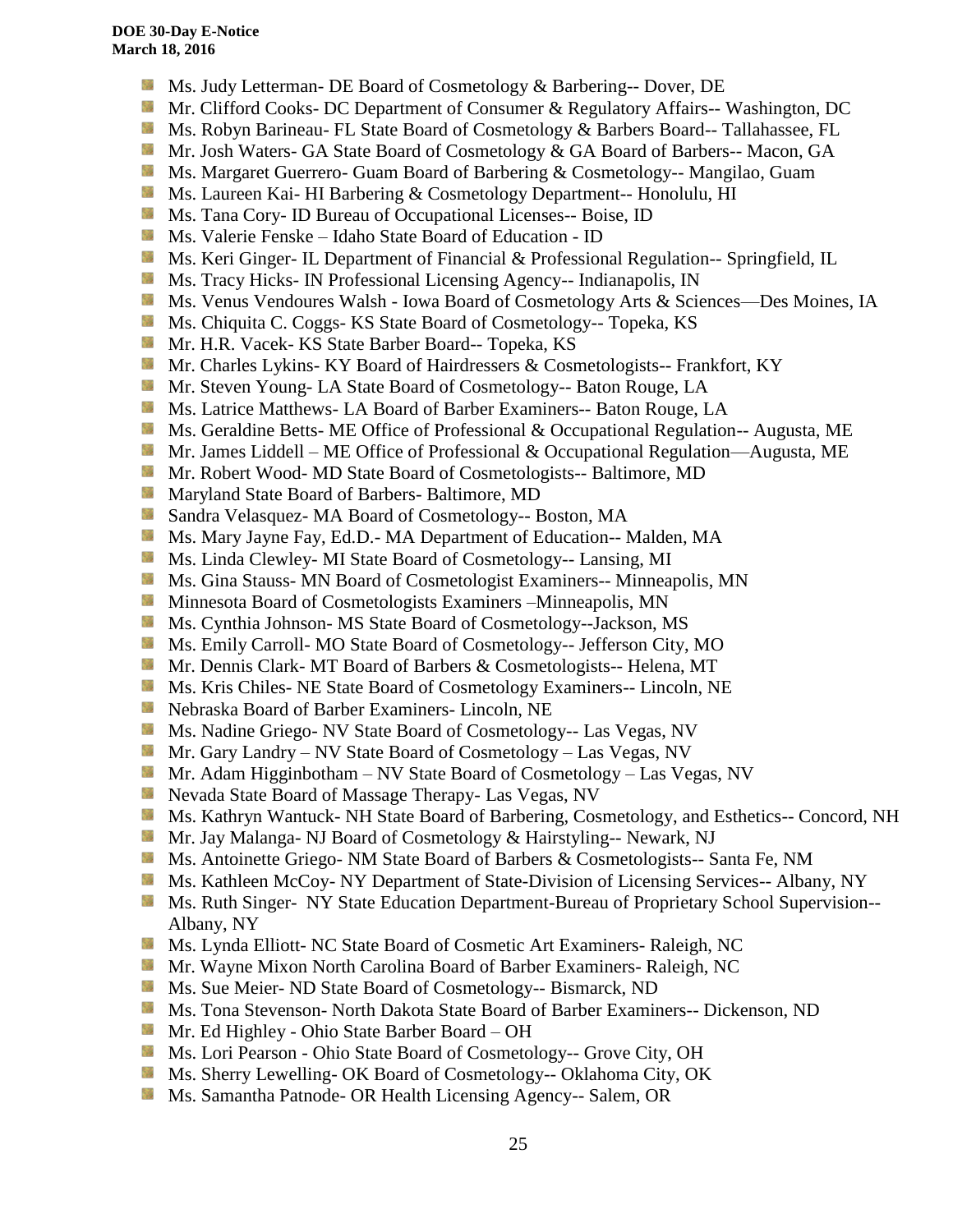- Ms. Judy Letterman- DE Board of Cosmetology & Barbering-- Dover, DE
- Mr. Clifford Cooks- DC Department of Consumer & Regulatory Affairs-- Washington, DC
- Ms. Robyn Barineau- FL State Board of Cosmetology & Barbers Board-- Tallahassee, FL
- Mr. Josh Waters- GA State Board of Cosmetology & GA Board of Barbers-- Macon, GA
- Ms. Margaret Guerrero- Guam Board of Barbering & Cosmetology-- Mangilao, Guam
- Ms. Laureen Kai- HI Barbering & Cosmetology Department-- Honolulu, HI
- Ms. Tana Cory- ID Bureau of Occupational Licenses-- Boise, ID
- Ms. Valerie Fenske – Idaho State Board of Education - ID
- Ms. Keri Ginger- IL Department of Financial & Professional Regulation-- Springfield, IL
- Ms. Tracy Hicks- IN Professional Licensing Agency-- Indianapolis, IN
- Ms. Venus Vendoures Walsh - Iowa Board of Cosmetology Arts & Sciences—Des Moines, IA
- Ms. Chiquita C. Coggs- KS State Board of Cosmetology-- Topeka, KS
- Mr. H.R. Vacek- KS State Barber Board-- Topeka, KS
- Mr. Charles Lykins- KY Board of Hairdressers & Cosmetologists-- Frankfort, KY
- Mr. Steven Young- LA State Board of Cosmetology-- Baton Rouge, LA
- Ms. Latrice Matthews- LA Board of Barber Examiners-- Baton Rouge, LA
- Ms. Geraldine Betts- ME Office of Professional & Occupational Regulation-- Augusta, ME
- Mr. James Liddell – ME Office of Professional & Occupational Regulation—Augusta, ME
- Mr. Robert Wood- MD State Board of Cosmetologists-- Baltimore, MD
- Maryland State Board of Barbers- Baltimore, MD
- Sandra Velasquez- MA Board of Cosmetology-- Boston, MA
- Ms. Mary Jayne Fay, Ed.D.- MA Department of Education-- Malden, MA
- Ms. Linda Clewley- MI State Board of Cosmetology-- Lansing, MI
- Ms. Gina Stauss- MN Board of Cosmetologist Examiners-- Minneapolis, MN
- Minnesota Board of Cosmetologists Examiners –Minneapolis, MN
- Ms. Cynthia Johnson- MS State Board of Cosmetology--Jackson, MS
- Ms. Emily Carroll- MO State Board of Cosmetology-- Jefferson City, MO
- Mr. Dennis Clark- MT Board of Barbers & Cosmetologists-- Helena, MT
- Ms. Kris Chiles- NE State Board of Cosmetology Examiners-- Lincoln, NE
- Nebraska Board of Barber Examiners- Lincoln, NE
- Ms. Nadine Griego- NV State Board of Cosmetology-- Las Vegas, NV
- Mr. Gary Landry – NV State Board of Cosmetology – Las Vegas, NV
- Mr. Adam Higginbotham – NV State Board of Cosmetology – Las Vegas, NV
- Nevada State Board of Massage Therapy- Las Vegas, NV
- Ms. Kathryn Wantuck- NH State Board of Barbering, Cosmetology, and Esthetics-- Concord, NH
- Mr. Jay Malanga- NJ Board of Cosmetology & Hairstyling-- Newark, NJ
- Ms. Antoinette Griego- NM State Board of Barbers & Cosmetologists-- Santa Fe, NM
- Ms. Kathleen McCoy- NY Department of State-Division of Licensing Services-- Albany, NY
- Ms. Ruth Singer- NY State Education Department-Bureau of Proprietary School Supervision-- Albany, NY
- Ms. Lynda Elliott- NC State Board of Cosmetic Art Examiners- Raleigh, NC
- Mr. Wayne Mixon North Carolina Board of Barber Examiners- Raleigh, NC
- Ms. Sue Meier- ND State Board of Cosmetology-- Bismarck, ND
- Ms. Tona Stevenson- North Dakota State Board of Barber Examiners-- Dickenson, ND
- Mr. Ed Highley - Ohio State Barber Board – OH
- Ms. Lori Pearson - Ohio State Board of Cosmetology-- Grove City, OH
- Ms. Sherry Lewelling- OK Board of Cosmetology-- Oklahoma City, OK
- Ms. Samantha Patnode- OR Health Licensing Agency-- Salem, OR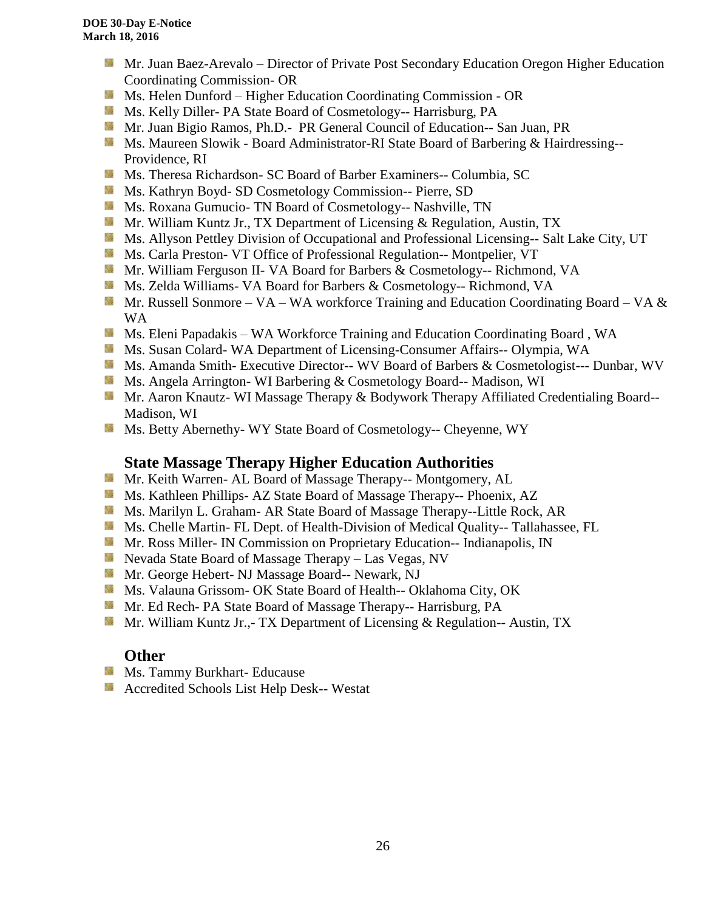- Mr. Juan Baez-Arevalo – Director of Private Post Secondary Education Oregon Higher Education Coordinating Commission- OR
- Ms. Helen Dunford – Higher Education Coordinating Commission - OR
- Ms. Kelly Diller- PA State Board of Cosmetology-- Harrisburg, PA
- Mr. Juan Bigio Ramos, Ph.D.- PR General Council of Education-- San Juan, PR
- Ms. Maureen Slowik - Board Administrator-RI State Board of Barbering & Hairdressing-- Providence, RI
- Ms. Theresa Richardson- SC Board of Barber Examiners-- Columbia, SC
- Ms. Kathryn Boyd- SD Cosmetology Commission-- Pierre, SD
- Ms. Roxana Gumucio- TN Board of Cosmetology-- Nashville, TN
- Mr. William Kuntz Jr., TX Department of Licensing & Regulation, Austin, TX
- Ms. Allyson Pettley Division of Occupational and Professional Licensing-- Salt Lake City, UT
- Ms. Carla Preston- VT Office of Professional Regulation-- Montpelier, VT
- Mr. William Ferguson II- VA Board for Barbers & Cosmetology-- Richmond, VA
- Ms. Zelda Williams- VA Board for Barbers & Cosmetology-- Richmond, VA
- Mr. Russell Sonmore – VA – WA workforce Training and Education Coordinating Board – VA & WA
- Ms. Eleni Papadakis – WA Workforce Training and Education Coordinating Board , WA
- Ms. Susan Colard- WA Department of Licensing-Consumer Affairs-- Olympia, WA
- Ms. Amanda Smith- Executive Director-- WV Board of Barbers & Cosmetologist--- Dunbar, WV
- Ms. Angela Arrington- WI Barbering & Cosmetology Board-- Madison, WI
- Mr. Aaron Knautz- WI Massage Therapy & Bodywork Therapy Affiliated Credentialing Board-- Madison, WI
- Ms. Betty Abernethy- WY State Board of Cosmetology-- Cheyenne, WY

## State Massage Therapy Higher Education Authorities

- Mr. Keith Warren- AL Board of Massage Therapy-- Montgomery, AL
- Ms. Kathleen Phillips- AZ State Board of Massage Therapy-- Phoenix, AZ
- Ms. Marilyn L. Graham- AR State Board of Massage Therapy--Little Rock, AR
- Ms. Chelle Martin- FL Dept. of Health-Division of Medical Quality-- Tallahassee, FL
- Mr. Ross Miller- IN Commission on Proprietary Education-- Indianapolis, IN
- Nevada State Board of Massage Therapy – Las Vegas, NV
- Mr. George Hebert- NJ Massage Board-- Newark, NJ
- Ms. Valauna Grissom- OK State Board of Health-- Oklahoma City, OK
- Mr. Ed Rech- PA State Board of Massage Therapy-- Harrisburg, PA
- Mr. William Kuntz Jr.,- TX Department of Licensing & Regulation-- Austin, TX

## Other

- Ms. Tammy Burkhart- Educause
- Accredited Schools List Help Desk-- Westat